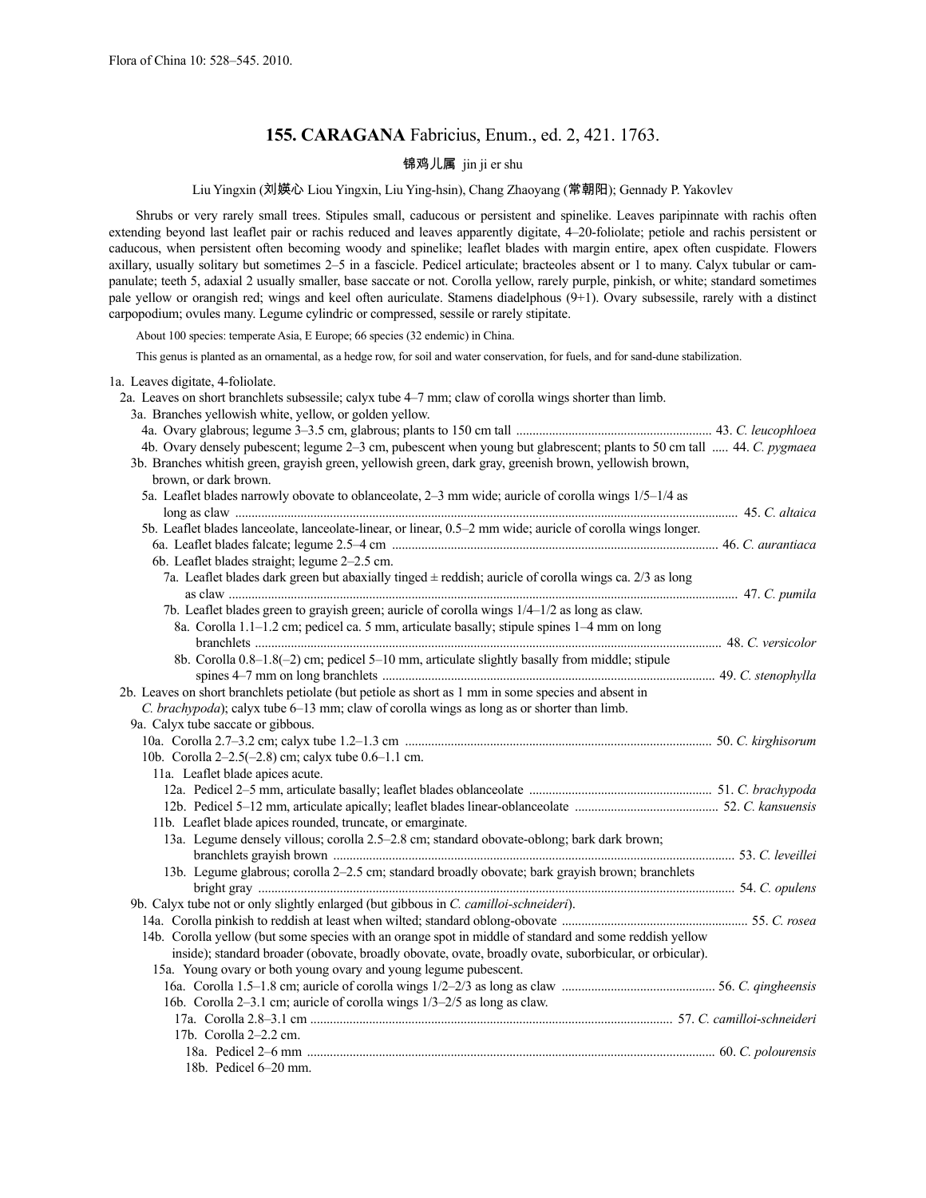Flora of China 10: 528–545. 2010.

# 155. CARAGANA Fabricius, Enum., ed. 2, 421. 1763.

锦鸡儿属 jin ji er shu

Liu Yingxin (刘媖心 Liou Yingxin, Liu Ying-hsin), Chang Zhaoyang (常朝阳); Gennady P. Yakovlev

Shrubs or very rarely small trees. Stipules small, caducous or persistent and spinelike. Leaves paripinnate with rachis often extending beyond last leaflet pair or rachis reduced and leaves apparently digitate, 4–20-foliolate; petiole and rachis persistent or caducous, when persistent often becoming woody and spinelike; leaflet blades with margin entire, apex often cuspidate. Flowers axillary, usually solitary but sometimes 2–5 in a fascicle. Pedicel articulate; bracteoles absent or 1 to many. Calyx tubular or campanulate; teeth 5, adaxial 2 usually smaller, base saccate or not. Corolla yellow, rarely purple, pinkish, or white; standard sometimes pale yellow or orangish red; wings and keel often auriculate. Stamens diadelphous (9+1). Ovary subsessile, rarely with a distinct carpopodium; ovules many. Legume cylindric or compressed, sessile or rarely stipitate.

About 100 species: temperate Asia, E Europe; 66 species (32 endemic) in China.

This genus is planted as an ornamental, as a hedge row, for soil and water conservation, for fuels, and for sand-dune stabilization.

1a. Leaves digitate, 4-foliolate.
  2a. Leaves on short branchlets subsessile; calyx tube 4–7 mm; claw of corolla wings shorter than limb.
    3a. Branches yellowish white, yellow, or golden yellow.
      4a. Ovary glabrous; legume 3–3.5 cm, glabrous; plants to 150 cm tall ..... 43. *C. leucophloea*
      4b. Ovary densely pubescent; legume 2–3 cm, pubescent when young but glabrescent; plants to 50 cm tall ..... 44. *C. pygmaea*
    3b. Branches whitish green, grayish green, yellowish green, dark gray, greenish brown, yellowish brown, brown, or dark brown.
      5a. Leaflet blades narrowly obovate to oblanceolate, 2–3 mm wide; auricle of corolla wings 1/5–1/4 as long as claw ..... 45. *C. altaica*
      5b. Leaflet blades lanceolate, lanceolate-linear, or linear, 0.5–2 mm wide; auricle of corolla wings longer.
        6a. Leaflet blades falcate; legume 2.5–4 cm ..... 46. *C. aurantiaca*
        6b. Leaflet blades straight; legume 2–2.5 cm.
          7a. Leaflet blades dark green but abaxially tinged ± reddish; auricle of corolla wings ca. 2/3 as long as claw ..... 47. *C. pumila*
          7b. Leaflet blades green to grayish green; auricle of corolla wings 1/4–1/2 as long as claw.
            8a. Corolla 1.1–1.2 cm; pedicel ca. 5 mm, articulate basally; stipule spines 1–4 mm on long branchlets ..... 48. *C. versicolor*
            8b. Corolla 0.8–1.8(–2) cm; pedicel 5–10 mm, articulate slightly basally from middle; stipule spines 4–7 mm on long branchlets ..... 49. *C. stenophylla*
  2b. Leaves on short branchlets petiolate (but petiole as short as 1 mm in some species and absent in *C. brachypoda*); calyx tube 6–13 mm; claw of corolla wings as long as or shorter than limb.
    9a. Calyx tube saccate or gibbous.
      10a. Corolla 2.7–3.2 cm; calyx tube 1.2–1.3 cm ..... 50. *C. kirghisorum*
      10b. Corolla 2–2.5(–2.8) cm; calyx tube 0.6–1.1 cm.
        11a. Leaflet blade apices acute.
          12a. Pedicel 2–5 mm, articulate basally; leaflet blades oblanceolate ..... 51. *C. brachypoda*
          12b. Pedicel 5–12 mm, articulate apically; leaflet blades linear-oblanceolate ..... 52. *C. kansuensis*
        11b. Leaflet blade apices rounded, truncate, or emarginate.
          13a. Legume densely villous; corolla 2.5–2.8 cm; standard obovate-oblong; bark dark brown; branchlets grayish brown ..... 53. *C. leveillei*
          13b. Legume glabrous; corolla 2–2.5 cm; standard broadly obovate; bark grayish brown; branchlets bright gray ..... 54. *C. opulens*
    9b. Calyx tube not or only slightly enlarged (but gibbous in *C. camilloi-schneideri*).
      14a. Corolla pinkish to reddish at least when wilted; standard oblong-obovate ..... 55. *C. rosea*
      14b. Corolla yellow (but some species with an orange spot in middle of standard and some reddish yellow inside); standard broader (obovate, broadly obovate, ovate, broadly ovate, suborbicular, or orbicular).
        15a. Young ovary or both young ovary and young legume pubescent.
          16a. Corolla 1.5–1.8 cm; auricle of corolla wings 1/2–2/3 as long as claw ..... 56. *C. qingheensis*
          16b. Corolla 2–3.1 cm; auricle of corolla wings 1/3–2/5 as long as claw.
            17a. Corolla 2.8–3.1 cm ..... 57. *C. camilloi-schneideri*
            17b. Corolla 2–2.2 cm.
              18a. Pedicel 2–6 mm ..... 60. *C. polourensis*
              18b. Pedicel 6–20 mm.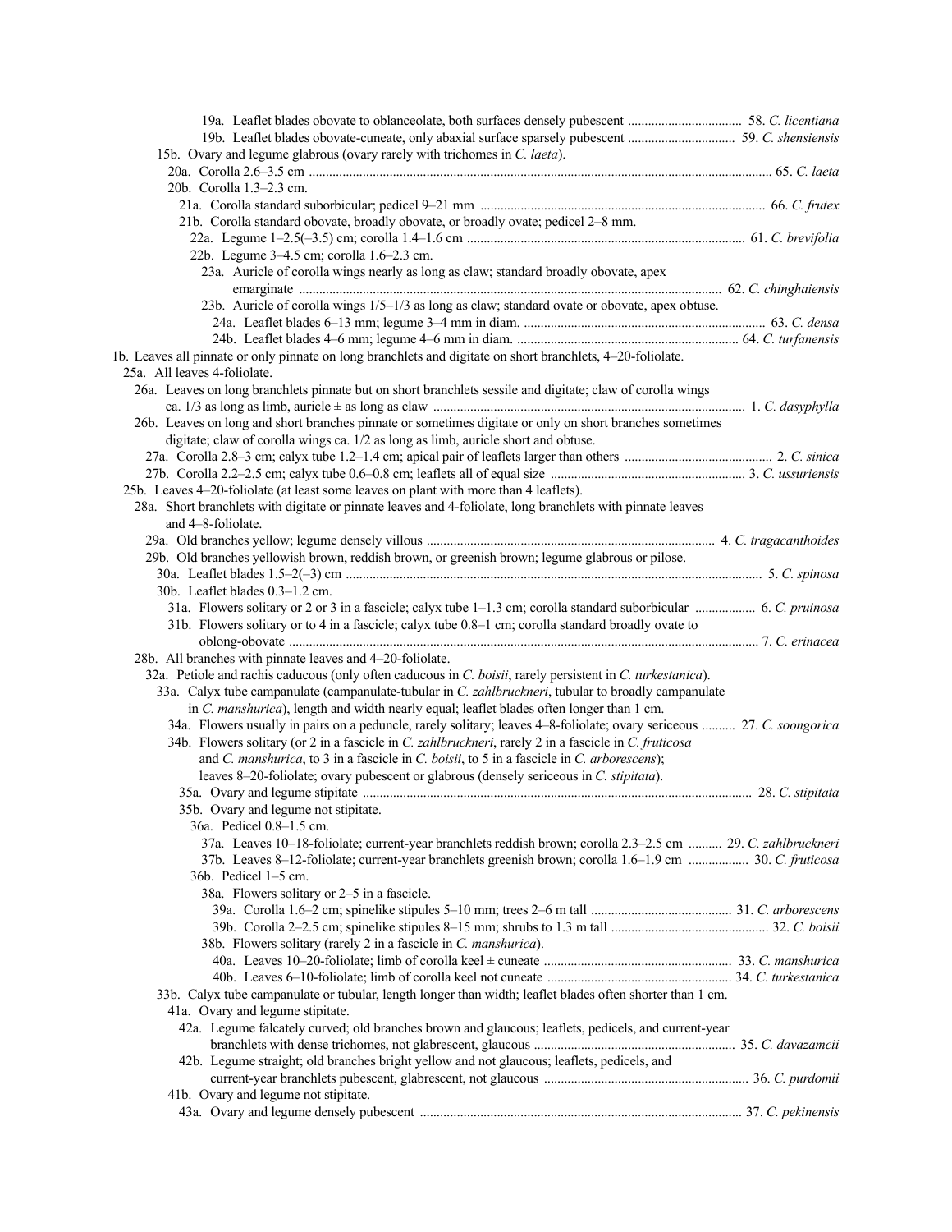19a. Leaflet blades obovate to oblanceolate, both surfaces densely pubescent .................................. 58. *C. licentiana*
19b. Leaflet blades obovate-cuneate, only abaxial surface sparsely pubescent ................................ 59. *C. shensiensis*
15b. Ovary and legume glabrous (ovary rarely with trichomes in *C. laeta*).
20a. Corolla 2.6–3.5 cm ........................................................................................................................................ 65. *C. laeta*
20b. Corolla 1.3–2.3 cm.
21a. Corolla standard suborbicular; pedicel 9–21 mm .................................................................................... 66. *C. frutex*
21b. Corolla standard obovate, broadly obovate, or broadly ovate; pedicel 2–8 mm.
22a. Legume 1–2.5(–3.5) cm; corolla 1.4–1.6 cm .................................................................................. 61. *C. brevifolia*
22b. Legume 3–4.5 cm; corolla 1.6–2.3 cm.
23a. Auricle of corolla wings nearly as long as claw; standard broadly obovate, apex emarginate ............................................................................................................................ 62. *C. chinghaiensis*
23b. Auricle of corolla wings 1/5–1/3 as long as claw; standard ovate or obovate, apex obtuse.
24a. Leaflet blades 6–13 mm; legume 3–4 mm in diam. ....................................................................... 63. *C. densa*
24b. Leaflet blades 4–6 mm; legume 4–6 mm in diam. .................................................................. 64. *C. turfanensis*

1b. Leaves all pinnate or only pinnate on long branchlets and digitate on short branchlets, 4–20-foliolate.
25a. All leaves 4-foliolate.
26a. Leaves on long branchlets pinnate but on short branchlets sessile and digitate; claw of corolla wings ca. 1/3 as long as limb, auricle ± as long as claw ............................................................................................ 1. *C. dasyphylla*
26b. Leaves on long and short branches pinnate or sometimes digitate or only on short branches sometimes digitate; claw of corolla wings ca. 1/2 as long as limb, auricle short and obtuse.
27a. Corolla 2.8–3 cm; calyx tube 1.2–1.4 cm; apical pair of leaflets larger than others ........................................... 2. *C. sinica*
27b. Corolla 2.2–2.5 cm; calyx tube 0.6–0.8 cm; leaflets all of equal size .......................................................... 3. *C. ussuriensis*
25b. Leaves 4–20-foliolate (at least some leaves on plant with more than 4 leaflets).
28a. Short branchlets with digitate or pinnate leaves and 4-foliolate, long branchlets with pinnate leaves and 4–8-foliolate.
29a. Old branches yellow; legume densely villous ..................................................................................... 4. *C. tragacanthoides*
29b. Old branches yellowish brown, reddish brown, or greenish brown; legume glabrous or pilose.
30a. Leaflet blades 1.5–2(–3) cm ........................................................................................................................... 5. *C. spinosa*
30b. Leaflet blades 0.3–1.2 cm.
31a. Flowers solitary or 2 or 3 in a fascicle; calyx tube 1–1.3 cm; corolla standard suborbicular .................. 6. *C. pruinosa*
31b. Flowers solitary or to 4 in a fascicle; calyx tube 0.8–1 cm; corolla standard broadly ovate to oblong-obovate ............................................................................................................................................ 7. *C. erinacea*
28b. All branches with pinnate leaves and 4–20-foliolate.
32a. Petiole and rachis caducous (only often caducous in *C. boisii*, rarely persistent in *C. turkestanica*).
33a. Calyx tube campanulate (campanulate-tubular in *C. zahlbruckneri*, tubular to broadly campanulate in *C. manshurica*), length and width nearly equal; leaflet blades often longer than 1 cm.
34a. Flowers usually in pairs on a peduncle, rarely solitary; leaves 4–8-foliolate; ovary sericeous .......... 27. *C. soongorica*
34b. Flowers solitary (or 2 in a fascicle in *C. zahlbruckneri*, rarely 2 in a fascicle in *C. fruticosa* and *C. manshurica*, to 3 in a fascicle in *C. boisii*, to 5 in a fascicle in *C. arborescens*); leaves 8–20-foliolate; ovary pubescent or glabrous (densely sericeous in *C. stipitata*).
35a. Ovary and legume stipitate ................................................................................................................... 28. *C. stipitata*
35b. Ovary and legume not stipitate.
36a. Pedicel 0.8–1.5 cm.
37a. Leaves 10–18-foliolate; current-year branchlets reddish brown; corolla 2.3–2.5 cm .......... 29. *C. zahlbruckneri*
37b. Leaves 8–12-foliolate; current-year branchlets greenish brown; corolla 1.6–1.9 cm .................. 30. *C. fruticosa*
36b. Pedicel 1–5 cm.
38a. Flowers solitary or 2–5 in a fascicle.
39a. Corolla 1.6–2 cm; spinelike stipules 5–10 mm; trees 2–6 m tall .......................................... 31. *C. arborescens*
39b. Corolla 2–2.5 cm; spinelike stipules 8–15 mm; shrubs to 1.3 m tall ............................................... 32. *C. boisii*
38b. Flowers solitary (rarely 2 in a fascicle in *C. manshurica*).
40a. Leaves 10–20-foliolate; limb of corolla keel ± cuneate ........................................................ 33. *C. manshurica*
40b. Leaves 6–10-foliolate; limb of corolla keel not cuneate ....................................................... 34. *C. turkestanica*
33b. Calyx tube campanulate or tubular, length longer than width; leaflet blades often shorter than 1 cm.
41a. Ovary and legume stipitate.
42a. Legume falcately curved; old branches brown and glaucous; leaflets, pedicels, and current-year branchlets with dense trichomes, not glabrescent, glaucous ............................................................ 35. *C. davazamcii*
42b. Legume straight; old branches bright yellow and not glaucous; leaflets, pedicels, and current-year branchlets pubescent, glabrescent, not glaucous ............................................................ 36. *C. purdomii*
41b. Ovary and legume not stipitate.
43a. Ovary and legume densely pubescent ............................................................................................... 37. *C. pekinensis*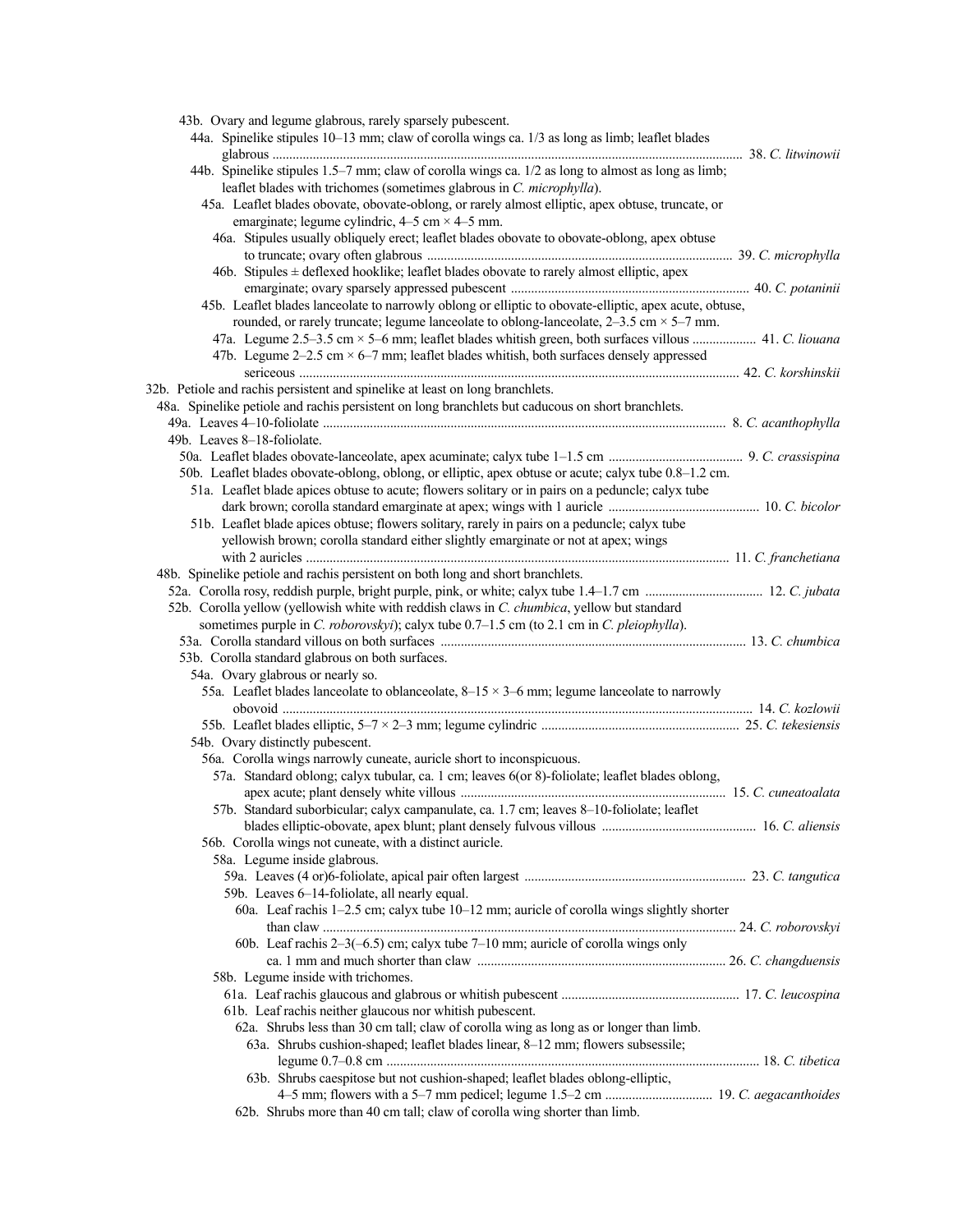43b. Ovary and legume glabrous, rarely sparsely pubescent.

44a. Spinelike stipules 10–13 mm; claw of corolla wings ca. 1/3 as long as limb; leaflet blades glabrous ........ 38. *C. litwinowii*

44b. Spinelike stipules 1.5–7 mm; claw of corolla wings ca. 1/2 as long to almost as long as limb; leaflet blades with trichomes (sometimes glabrous in *C. microphylla*).

45a. Leaflet blades obovate, obovate-oblong, or rarely almost elliptic, apex obtuse, truncate, or emarginate; legume cylindric, 4–5 cm × 4–5 mm.

46a. Stipules usually obliquely erect; leaflet blades obovate to obovate-oblong, apex obtuse to truncate; ovary often glabrous ........ 39. *C. microphylla*

46b. Stipules ± deflexed hooklike; leaflet blades obovate to rarely almost elliptic, apex emarginate; ovary sparsely appressed pubescent ........ 40. *C. potaninii*

45b. Leaflet blades lanceolate to narrowly oblong or elliptic to obovate-elliptic, apex acute, obtuse, rounded, or rarely truncate; legume lanceolate to oblong-lanceolate, 2–3.5 cm × 5–7 mm.

47a. Legume 2.5–3.5 cm × 5–6 mm; leaflet blades whitish green, both surfaces villous ........ 41. *C. liouana*

47b. Legume 2–2.5 cm × 6–7 mm; leaflet blades whitish, both surfaces densely appressed sericeous ........ 42. *C. korshinskii*

32b. Petiole and rachis persistent and spinelike at least on long branchlets.

48a. Spinelike petiole and rachis persistent on long branchlets but caducous on short branchlets.

49a. Leaves 4–10-foliolate ........ 8. *C. acanthophylla*

49b. Leaves 8–18-foliolate.

50a. Leaflet blades obovate-lanceolate, apex acuminate; calyx tube 1–1.5 cm ........ 9. *C. crassispina*

50b. Leaflet blades obovate-oblong, oblong, or elliptic, apex obtuse or acute; calyx tube 0.8–1.2 cm.

51a. Leaflet blade apices obtuse to acute; flowers solitary or in pairs on a peduncle; calyx tube dark brown; corolla standard emarginate at apex; wings with 1 auricle ........ 10. *C. bicolor*

51b. Leaflet blade apices obtuse; flowers solitary, rarely in pairs on a peduncle; calyx tube yellowish brown; corolla standard either slightly emarginate or not at apex; wings with 2 auricles ........ 11. *C. franchetiana*

48b. Spinelike petiole and rachis persistent on both long and short branchlets.

52a. Corolla rosy, reddish purple, bright purple, pink, or white; calyx tube 1.4–1.7 cm ........ 12. *C. jubata*

52b. Corolla yellow (yellowish white with reddish claws in *C. chumbica*, yellow but standard sometimes purple in *C. roborovskyi*); calyx tube 0.7–1.5 cm (to 2.1 cm in *C. pleiophylla*).

53a. Corolla standard villous on both surfaces ........ 13. *C. chumbica*

53b. Corolla standard glabrous on both surfaces.

54a. Ovary glabrous or nearly so.

55a. Leaflet blades lanceolate to oblanceolate, 8–15 × 3–6 mm; legume lanceolate to narrowly obovoid ........ 14. *C. kozlowii*

55b. Leaflet blades elliptic, 5–7 × 2–3 mm; legume cylindric ........ 25. *C. tekesiensis*

54b. Ovary distinctly pubescent.

56a. Corolla wings narrowly cuneate, auricle short to inconspicuous.

57a. Standard oblong; calyx tubular, ca. 1 cm; leaves 6(or 8)-foliolate; leaflet blades oblong, apex acute; plant densely white villous ........ 15. *C. cuneatoalata*

57b. Standard suborbicular; calyx campanulate, ca. 1.7 cm; leaves 8–10-foliolate; leaflet blades elliptic-obovate, apex blunt; plant densely fulvous villous ........ 16. *C. aliensis*

56b. Corolla wings not cuneate, with a distinct auricle.

58a. Legume inside glabrous.

59a. Leaves (4 or)6-foliolate, apical pair often largest ........ 23. *C. tangutica*

59b. Leaves 6–14-foliolate, all nearly equal.

60a. Leaf rachis 1–2.5 cm; calyx tube 10–12 mm; auricle of corolla wings slightly shorter than claw ........ 24. *C. roborovskyi*

60b. Leaf rachis 2–3(–6.5) cm; calyx tube 7–10 mm; auricle of corolla wings only ca. 1 mm and much shorter than claw ........ 26. *C. changduensis*

58b. Legume inside with trichomes.

61a. Leaf rachis glaucous and glabrous or whitish pubescent ........ 17. *C. leucospina*

61b. Leaf rachis neither glaucous nor whitish pubescent.

62a. Shrubs less than 30 cm tall; claw of corolla wing as long as or longer than limb.

63a. Shrubs cushion-shaped; leaflet blades linear, 8–12 mm; flowers subsessile; legume 0.7–0.8 cm ........ 18. *C. tibetica*

63b. Shrubs caespitose but not cushion-shaped; leaflet blades oblong-elliptic, 4–5 mm; flowers with a 5–7 mm pedicel; legume 1.5–2 cm ........ 19. *C. aegacanthoides*

62b. Shrubs more than 40 cm tall; claw of corolla wing shorter than limb.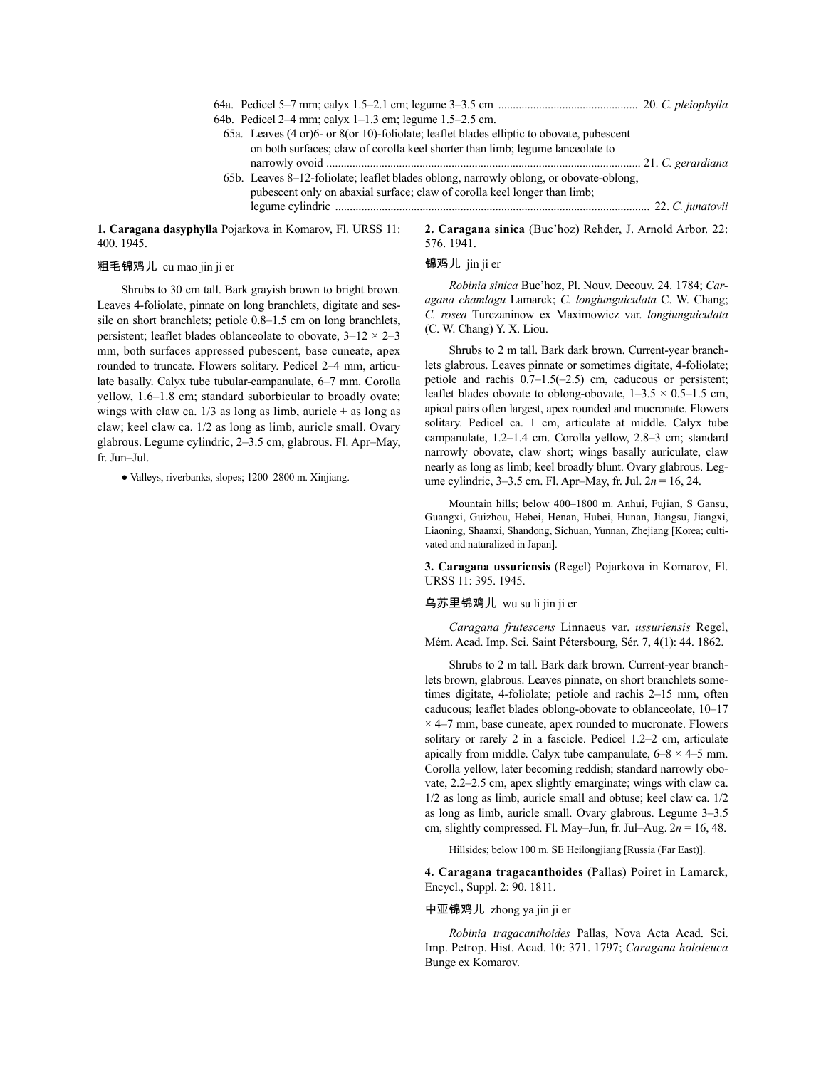64a. Pedicel 5–7 mm; calyx 1.5–2.1 cm; legume 3–3.5 cm ............................................... 20. *C. pleiophylla*

64b. Pedicel 2–4 mm; calyx 1–1.3 cm; legume 1.5–2.5 cm.

65a. Leaves (4 or)6- or 8(or 10)-foliolate; leaflet blades elliptic to obovate, pubescent on both surfaces; claw of corolla keel shorter than limb; legume lanceolate to narrowly ovoid ............................................................................................................ 21. *C. gerardiana*

65b. Leaves 8–12-foliolate; leaflet blades oblong, narrowly oblong, or obovate-oblong, pubescent only on abaxial surface; claw of corolla keel longer than limb; legume cylindric ............................................................................................................ 22. *C. junatovii*

**1. Caragana dasyphylla** Pojarkova in Komarov, Fl. URSS 11: 400. 1945.

粗毛锦鸡儿 cu mao jin ji er

Shrubs to 30 cm tall. Bark grayish brown to bright brown. Leaves 4-foliolate, pinnate on long branchlets, digitate and sessile on short branchlets; petiole 0.8–1.5 cm on long branchlets, persistent; leaflet blades oblanceolate to obovate, 3–12 × 2–3 mm, both surfaces appressed pubescent, base cuneate, apex rounded to truncate. Flowers solitary. Pedicel 2–4 mm, articulate basally. Calyx tube tubular-campanulate, 6–7 mm. Corolla yellow, 1.6–1.8 cm; standard suborbicular to broadly ovate; wings with claw ca. 1/3 as long as limb, auricle ± as long as claw; keel claw ca. 1/2 as long as limb, auricle small. Ovary glabrous. Legume cylindric, 2–3.5 cm, glabrous. Fl. Apr–May, fr. Jun–Jul.

● Valleys, riverbanks, slopes; 1200–2800 m. Xinjiang.

**2. Caragana sinica** (Buc'hoz) Rehder, J. Arnold Arbor. 22: 576. 1941.

锦鸡儿 jin ji er

*Robinia sinica* Buc'hoz, Pl. Nouv. Decouv. 24. 1784; *Caragana chamlagu* Lamarck; *C. longiunguiculata* C. W. Chang; *C. rosea* Turczaninow ex Maximowicz var. *longiunguiculata* (C. W. Chang) Y. X. Liou.

Shrubs to 2 m tall. Bark dark brown. Current-year branchlets glabrous. Leaves pinnate or sometimes digitate, 4-foliolate; petiole and rachis 0.7–1.5(–2.5) cm, caducous or persistent; leaflet blades obovate to oblong-obovate, 1–3.5 × 0.5–1.5 cm, apical pairs often largest, apex rounded and mucronate. Flowers solitary. Pedicel ca. 1 cm, articulate at middle. Calyx tube campanulate, 1.2–1.4 cm. Corolla yellow, 2.8–3 cm; standard narrowly obovate, claw short; wings basally auriculate, claw nearly as long as limb; keel broadly blunt. Ovary glabrous. Legume cylindric, 3–3.5 cm. Fl. Apr–May, fr. Jul. 2*n* = 16, 24.

Mountain hills; below 400–1800 m. Anhui, Fujian, S Gansu, Guangxi, Guizhou, Hebei, Henan, Hubei, Hunan, Jiangsu, Jiangxi, Liaoning, Shaanxi, Shandong, Sichuan, Yunnan, Zhejiang [Korea; cultivated and naturalized in Japan].

**3. Caragana ussuriensis** (Regel) Pojarkova in Komarov, Fl. URSS 11: 395. 1945.

乌苏里锦鸡儿 wu su li jin ji er

*Caragana frutescens* Linnaeus var. *ussuriensis* Regel, Mém. Acad. Imp. Sci. Saint Pétersbourg, Sér. 7, 4(1): 44. 1862.

Shrubs to 2 m tall. Bark dark brown. Current-year branchlets brown, glabrous. Leaves pinnate, on short branchlets sometimes digitate, 4-foliolate; petiole and rachis 2–15 mm, often caducous; leaflet blades oblong-obovate to oblanceolate, 10–17 × 4–7 mm, base cuneate, apex rounded to mucronate. Flowers solitary or rarely 2 in a fascicle. Pedicel 1.2–2 cm, articulate apically from middle. Calyx tube campanulate, 6–8 × 4–5 mm. Corolla yellow, later becoming reddish; standard narrowly obovate, 2.2–2.5 cm, apex slightly emarginate; wings with claw ca. 1/2 as long as limb, auricle small and obtuse; keel claw ca. 1/2 as long as limb, auricle small. Ovary glabrous. Legume 3–3.5 cm, slightly compressed. Fl. May–Jun, fr. Jul–Aug. 2*n* = 16, 48.

Hillsides; below 100 m. SE Heilongjiang [Russia (Far East)].

**4. Caragana tragacanthoides** (Pallas) Poiret in Lamarck, Encycl., Suppl. 2: 90. 1811.

中亚锦鸡儿 zhong ya jin ji er

*Robinia tragacanthoides* Pallas, Nova Acta Acad. Sci. Imp. Petrop. Hist. Acad. 10: 371. 1797; *Caragana hololeuca* Bunge ex Komarov.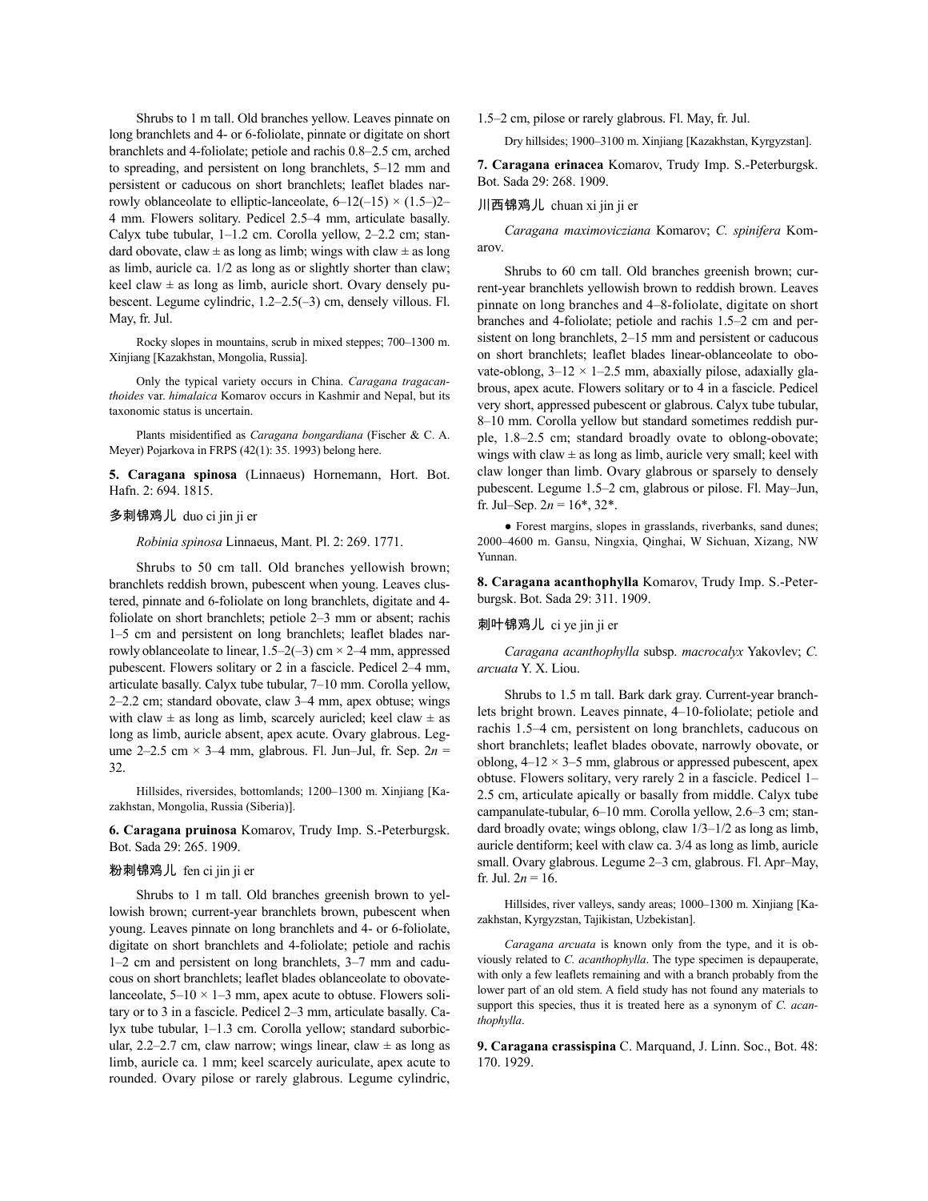Shrubs to 1 m tall. Old branches yellow. Leaves pinnate on long branchlets and 4- or 6-foliolate, pinnate or digitate on short branchlets and 4-foliolate; petiole and rachis 0.8–2.5 cm, arched to spreading, and persistent on long branchlets, 5–12 mm and persistent or caducous on short branchlets; leaflet blades narrowly oblanceolate to elliptic-lanceolate, 6–12(–15) × (1.5–)2–4 mm. Flowers solitary. Pedicel 2.5–4 mm, articulate basally. Calyx tube tubular, 1–1.2 cm. Corolla yellow, 2–2.2 cm; standard obovate, claw ± as long as limb; wings with claw ± as long as limb, auricle ca. 1/2 as long as or slightly shorter than claw; keel claw ± as long as limb, auricle short. Ovary densely pubescent. Legume cylindric, 1.2–2.5(–3) cm, densely villous. Fl. May, fr. Jul.

Rocky slopes in mountains, scrub in mixed steppes; 700–1300 m. Xinjiang [Kazakhstan, Mongolia, Russia].

Only the typical variety occurs in China. *Caragana tragacanthoides* var. *himalaica* Komarov occurs in Kashmir and Nepal, but its taxonomic status is uncertain.

Plants misidentified as *Caragana bongardiana* (Fischer & C. A. Meyer) Pojarkova in FRPS (42(1): 35. 1993) belong here.

**5. Caragana spinosa** (Linnaeus) Hornemann, Hort. Bot. Hafn. 2: 694. 1815.

多刺锦鸡儿 duo ci jin ji er

*Robinia spinosa* Linnaeus, Mant. Pl. 2: 269. 1771.

Shrubs to 50 cm tall. Old branches yellowish brown; branchlets reddish brown, pubescent when young. Leaves clustered, pinnate and 6-foliolate on long branchlets, digitate and 4-foliolate on short branchlets; petiole 2–3 mm or absent; rachis 1–5 cm and persistent on long branchlets; leaflet blades narrowly oblanceolate to linear, 1.5–2(–3) cm × 2–4 mm, appressed pubescent. Flowers solitary or 2 in a fascicle. Pedicel 2–4 mm, articulate basally. Calyx tube tubular, 7–10 mm. Corolla yellow, 2–2.2 cm; standard obovate, claw 3–4 mm, apex obtuse; wings with claw ± as long as limb, scarcely auricled; keel claw ± as long as limb, auricle absent, apex acute. Ovary glabrous. Legume 2–2.5 cm × 3–4 mm, glabrous. Fl. Jun–Jul, fr. Sep. $2n$ = 32.

Hillsides, riversides, bottomlands; 1200–1300 m. Xinjiang [Kazakhstan, Mongolia, Russia (Siberia)].

**6. Caragana pruinosa** Komarov, Trudy Imp. S.-Peterburgsk. Bot. Sada 29: 265. 1909.

粉刺锦鸡儿 fen ci jin ji er

Shrubs to 1 m tall. Old branches greenish brown to yellowish brown; current-year branchlets brown, pubescent when young. Leaves pinnate on long branchlets and 4- or 6-foliolate, digitate on short branchlets and 4-foliolate; petiole and rachis 1–2 cm and persistent on long branchlets, 3–7 mm and caducous on short branchlets; leaflet blades oblanceolate to obovate-lanceolate, 5–10 × 1–3 mm, apex acute to obtuse. Flowers solitary or to 3 in a fascicle. Pedicel 2–3 mm, articulate basally. Calyx tube tubular, 1–1.3 cm. Corolla yellow; standard suborbicular, 2.2–2.7 cm, claw narrow; wings linear, claw ± as long as limb, auricle ca. 1 mm; keel scarcely auriculate, apex acute to rounded. Ovary pilose or rarely glabrous. Legume cylindric, 1.5–2 cm, pilose or rarely glabrous. Fl. May, fr. Jul.

Dry hillsides; 1900–3100 m. Xinjiang [Kazakhstan, Kyrgyzstan].

**7. Caragana erinacea** Komarov, Trudy Imp. S.-Peterburgsk. Bot. Sada 29: 268. 1909.

川西锦鸡儿 chuan xi jin ji er

*Caragana maximovicziana* Komarov; *C. spinifera* Komarov.

Shrubs to 60 cm tall. Old branches greenish brown; current-year branchlets yellowish brown to reddish brown. Leaves pinnate on long branches and 4–8-foliolate, digitate on short branches and 4-foliolate; petiole and rachis 1.5–2 cm and persistent on long branchlets, 2–15 mm and persistent or caducous on short branchlets; leaflet blades linear-oblanceolate to obovate-oblong, 3–12 × 1–2.5 mm, abaxially pilose, adaxially glabrous, apex acute. Flowers solitary or to 4 in a fascicle. Pedicel very short, appressed pubescent or glabrous. Calyx tube tubular, 8–10 mm. Corolla yellow but standard sometimes reddish purple, 1.8–2.5 cm; standard broadly ovate to oblong-obovate; wings with claw ± as long as limb, auricle very small; keel with claw longer than limb. Ovary glabrous or sparsely to densely pubescent. Legume 1.5–2 cm, glabrous or pilose. Fl. May–Jun, fr. Jul–Sep. $2n$ = 16*, 32*.

● Forest margins, slopes in grasslands, riverbanks, sand dunes; 2000–4600 m. Gansu, Ningxia, Qinghai, W Sichuan, Xizang, NW Yunnan.

**8. Caragana acanthophylla** Komarov, Trudy Imp. S.-Peterburgsk. Bot. Sada 29: 311. 1909.

刺叶锦鸡儿 ci ye jin ji er

*Caragana acanthophylla* subsp. *macrocalyx* Yakovlev; *C. arcuata* Y. X. Liou.

Shrubs to 1.5 m tall. Bark dark gray. Current-year branchlets bright brown. Leaves pinnate, 4–10-foliolate; petiole and rachis 1.5–4 cm, persistent on long branchlets, caducous on short branchlets; leaflet blades obovate, narrowly obovate, or oblong, 4–12 × 3–5 mm, glabrous or appressed pubescent, apex obtuse. Flowers solitary, very rarely 2 in a fascicle. Pedicel 1–2.5 cm, articulate apically or basally from middle. Calyx tube campanulate-tubular, 6–10 mm. Corolla yellow, 2.6–3 cm; standard broadly ovate; wings oblong, claw 1/3–1/2 as long as limb, auricle dentiform; keel with claw ca. 3/4 as long as limb, auricle small. Ovary glabrous. Legume 2–3 cm, glabrous. Fl. Apr–May, fr. Jul. $2n$ = 16.

Hillsides, river valleys, sandy areas; 1000–1300 m. Xinjiang [Kazakhstan, Kyrgyzstan, Tajikistan, Uzbekistan].

*Caragana arcuata* is known only from the type, and it is obviously related to *C. acanthophylla*. The type specimen is depauperate, with only a few leaflets remaining and with a branch probably from the lower part of an old stem. A field study has not found any materials to support this species, thus it is treated here as a synonym of *C. acanthophylla*.

**9. Caragana crassispina** C. Marquand, J. Linn. Soc., Bot. 48: 170. 1929.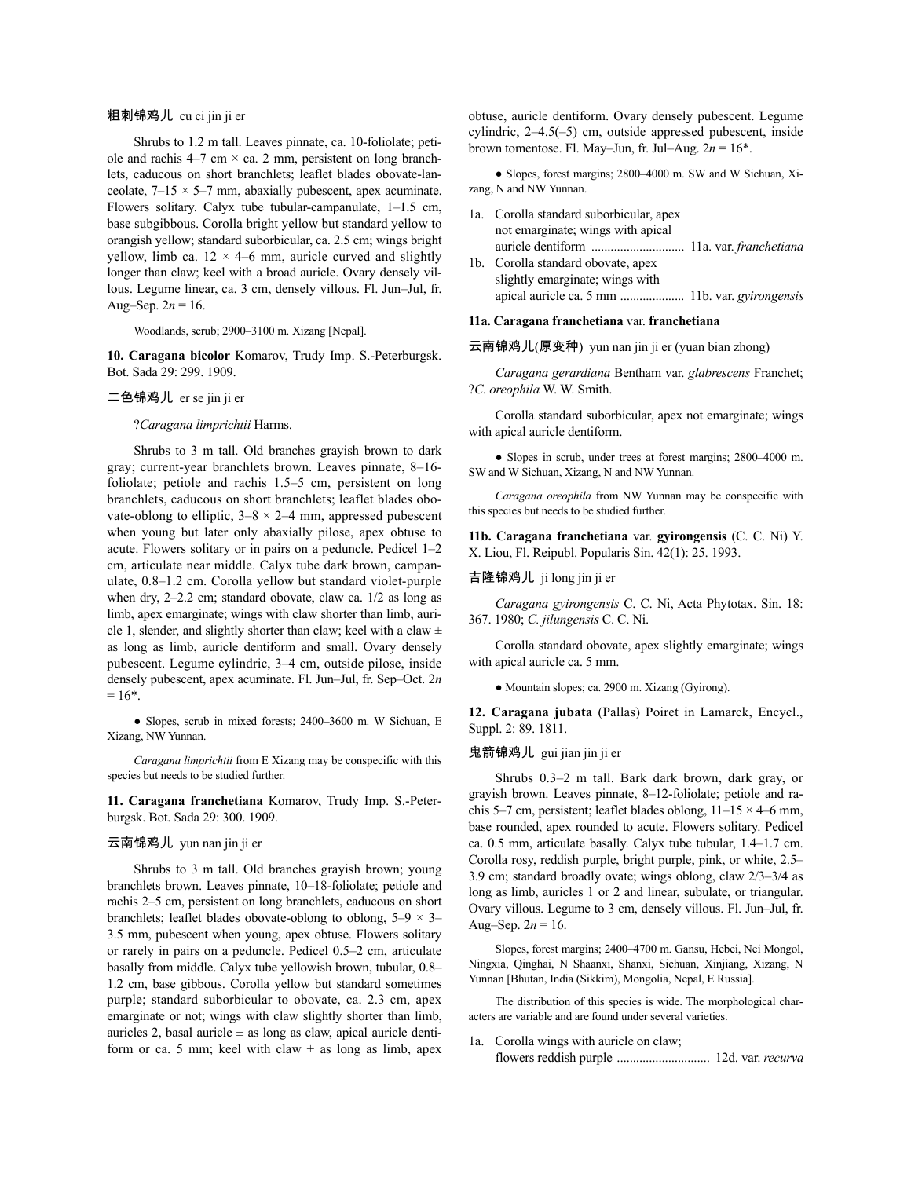粗刺锦鸡儿 cu ci jin ji er

Shrubs to 1.2 m tall. Leaves pinnate, ca. 10-foliolate; petiole and rachis 4–7 cm × ca. 2 mm, persistent on long branchlets, caducous on short branchlets; leaflet blades obovate-lanceolate, 7–15 × 5–7 mm, abaxially pubescent, apex acuminate. Flowers solitary. Calyx tube tubular-campanulate, 1–1.5 cm, base subgibbous. Corolla bright yellow but standard yellow to orangish yellow; standard suborbicular, ca. 2.5 cm; wings bright yellow, limb ca. 12 × 4–6 mm, auricle curved and slightly longer than claw; keel with a broad auricle. Ovary densely villous. Legume linear, ca. 3 cm, densely villous. Fl. Jun–Jul, fr. Aug–Sep. $2n = 16$.

Woodlands, scrub; 2900–3100 m. Xizang [Nepal].

**10. Caragana bicolor** Komarov, Trudy Imp. S.-Peterburgsk. Bot. Sada 29: 299. 1909.

二色锦鸡儿 er se jin ji er

?*Caragana limprichtii* Harms.

Shrubs to 3 m tall. Old branches grayish brown to dark gray; current-year branchlets brown. Leaves pinnate, 8–16-foliolate; petiole and rachis 1.5–5 cm, persistent on long branchlets, caducous on short branchlets; leaflet blades obovate-oblong to elliptic, 3–8 × 2–4 mm, appressed pubescent when young but later only abaxially pilose, apex obtuse to acute. Flowers solitary or in pairs on a peduncle. Pedicel 1–2 cm, articulate near middle. Calyx tube dark brown, campanulate, 0.8–1.2 cm. Corolla yellow but standard violet-purple when dry, 2–2.2 cm; standard obovate, claw ca. 1/2 as long as limb, apex emarginate; wings with claw shorter than limb, auricle 1, slender, and slightly shorter than claw; keel with a claw ± as long as limb, auricle dentiform and small. Ovary densely pubescent. Legume cylindric, 3–4 cm, outside pilose, inside densely pubescent, apex acuminate. Fl. Jun–Jul, fr. Sep–Oct. $2n = 16$*.

● Slopes, scrub in mixed forests; 2400–3600 m. W Sichuan, E Xizang, NW Yunnan.

*Caragana limprichtii* from E Xizang may be conspecific with this species but needs to be studied further.

**11. Caragana franchetiana** Komarov, Trudy Imp. S.-Peterburgsk. Bot. Sada 29: 300. 1909.

云南锦鸡儿 yun nan jin ji er

Shrubs to 3 m tall. Old branches grayish brown; young branchlets brown. Leaves pinnate, 10–18-foliolate; petiole and rachis 2–5 cm, persistent on long branchlets, caducous on short branchlets; leaflet blades obovate-oblong to oblong, 5–9 × 3–3.5 mm, pubescent when young, apex obtuse. Flowers solitary or rarely in pairs on a peduncle. Pedicel 0.5–2 cm, articulate basally from middle. Calyx tube yellowish brown, tubular, 0.8–1.2 cm, base gibbous. Corolla yellow but standard sometimes purple; standard suborbicular to obovate, ca. 2.3 cm, apex emarginate or not; wings with claw slightly shorter than limb, auricles 2, basal auricle ± as long as claw, apical auricle dentiform or ca. 5 mm; keel with claw ± as long as limb, apex obtuse, auricle dentiform. Ovary densely pubescent. Legume cylindric, 2–4.5(–5) cm, outside appressed pubescent, inside brown tomentose. Fl. May–Jun, fr. Jul–Aug. $2n = 16$*.

● Slopes, forest margins; 2800–4000 m. SW and W Sichuan, Xizang, N and NW Yunnan.

1a. Corolla standard suborbicular, apex not emarginate; wings with apical auricle dentiform ............................ 11a. var. *franchetiana*
1b. Corolla standard obovate, apex slightly emarginate; wings with apical auricle ca. 5 mm .................... 11b. var. *gyirongensis*

**11a. Caragana franchetiana** var. **franchetiana**

云南锦鸡儿(原变种) yun nan jin ji er (yuan bian zhong)

*Caragana gerardiana* Bentham var. *glabrescens* Franchet; ?*C. oreophila* W. W. Smith.

Corolla standard suborbicular, apex not emarginate; wings with apical auricle dentiform.

● Slopes in scrub, under trees at forest margins; 2800–4000 m. SW and W Sichuan, Xizang, N and NW Yunnan.

*Caragana oreophila* from NW Yunnan may be conspecific with this species but needs to be studied further.

**11b. Caragana franchetiana** var. **gyirongensis** (C. C. Ni) Y. X. Liou, Fl. Reipubl. Popularis Sin. 42(1): 25. 1993.

吉隆锦鸡儿 ji long jin ji er

*Caragana gyirongensis* C. C. Ni, Acta Phytotax. Sin. 18: 367. 1980; *C. jilungensis* C. C. Ni.

Corolla standard obovate, apex slightly emarginate; wings with apical auricle ca. 5 mm.

● Mountain slopes; ca. 2900 m. Xizang (Gyirong).

**12. Caragana jubata** (Pallas) Poiret in Lamarck, Encycl., Suppl. 2: 89. 1811.

鬼箭锦鸡儿 gui jian jin ji er

Shrubs 0.3–2 m tall. Bark dark brown, dark gray, or grayish brown. Leaves pinnate, 8–12-foliolate; petiole and rachis 5–7 cm, persistent; leaflet blades oblong, 11–15 × 4–6 mm, base rounded, apex rounded to acute. Flowers solitary. Pedicel ca. 0.5 mm, articulate basally. Calyx tube tubular, 1.4–1.7 cm. Corolla rosy, reddish purple, bright purple, pink, or white, 2.5–3.9 cm; standard broadly ovate; wings oblong, claw 2/3–3/4 as long as limb, auricles 1 or 2 and linear, subulate, or triangular. Ovary villous. Legume to 3 cm, densely villous. Fl. Jun–Jul, fr. Aug–Sep. $2n = 16$.

Slopes, forest margins; 2400–4700 m. Gansu, Hebei, Nei Mongol, Ningxia, Qinghai, N Shaanxi, Shanxi, Sichuan, Xinjiang, Xizang, N Yunnan [Bhutan, India (Sikkim), Mongolia, Nepal, E Russia].

The distribution of this species is wide. The morphological characters are variable and are found under several varieties.

1a. Corolla wings with auricle on claw; flowers reddish purple ............................ 12d. var. *recurva*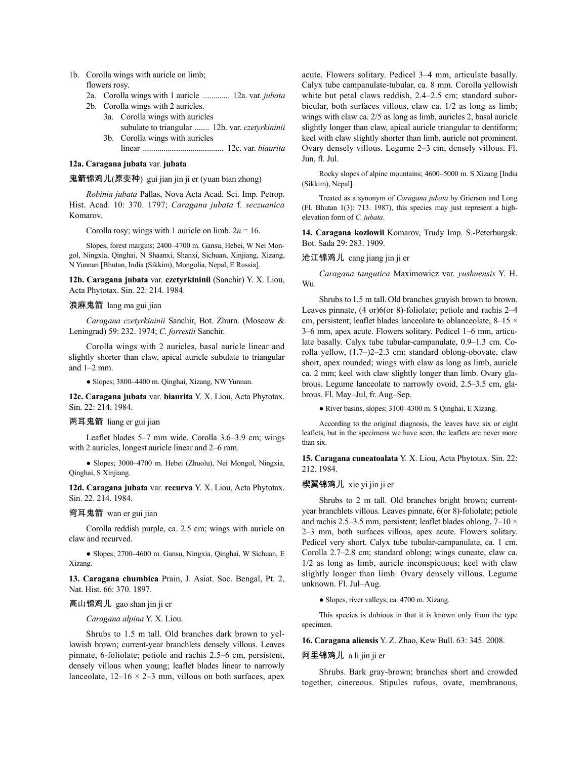1b. Corolla wings with auricle on limb; flowers rosy.
  - 2a. Corolla wings with 1 auricle ............. 12a. var. *jubata*
  - 2b. Corolla wings with 2 auricles.
    - 3a. Corolla wings with auricles subulate to triangular ....... 12b. var. *czetyrkininii*
    - 3b. Corolla wings with auricles linear ....................................... 12c. var. *biaurita*

**12a. Caragana jubata** var. **jubata**

鬼箭锦鸡儿(原变种) gui jian jin ji er (yuan bian zhong)

*Robinia jubata* Pallas, Nova Acta Acad. Sci. Imp. Petrop. Hist. Acad. 10: 370. 1797; *Caragana jubata* f. *seczuanica* Komarov.

Corolla rosy; wings with 1 auricle on limb. 2*n* = 16.

Slopes, forest margins; 2400–4700 m. Gansu, Hebei, W Nei Mongol, Ningxia, Qinghai, N Shaanxi, Shanxi, Sichuan, Xinjiang, Xizang, N Yunnan [Bhutan, India (Sikkim), Mongolia, Nepal, E Russia].

**12b. Caragana jubata** var. **czetyrkininii** (Sanchir) Y. X. Liou, Acta Phytotax. Sin. 22: 214. 1984.

浪麻鬼箭 lang ma gui jian

*Caragana czetyrkininii* Sanchir, Bot. Zhurn. (Moscow & Leningrad) 59: 232. 1974; *C. forrestii* Sanchir.

Corolla wings with 2 auricles, basal auricle linear and slightly shorter than claw, apical auricle subulate to triangular and 1–2 mm.

● Slopes; 3800–4400 m. Qinghai, Xizang, NW Yunnan.

**12c. Caragana jubata** var. **biaurita** Y. X. Liou, Acta Phytotax. Sin. 22: 214. 1984.

两耳鬼箭 liang er gui jian

Leaflet blades 5–7 mm wide. Corolla 3.6–3.9 cm; wings with 2 auricles, longest auricle linear and 2–6 mm.

● Slopes; 3000–4700 m. Hebei (Zhuolu), Nei Mongol, Ningxia, Qinghai, S Xinjiang.

**12d. Caragana jubata** var. **recurva** Y. X. Liou, Acta Phytotax. Sin. 22. 214. 1984.

弯耳鬼箭 wan er gui jian

Corolla reddish purple, ca. 2.5 cm; wings with auricle on claw and recurved.

● Slopes; 2700–4600 m. Gansu, Ningxia, Qinghai, W Sichuan, E Xizang.

**13. Caragana chumbica** Prain, J. Asiat. Soc. Bengal, Pt. 2, Nat. Hist. 66: 370. 1897.

高山锦鸡儿 gao shan jin ji er

*Caragana alpina* Y. X. Liou.

Shrubs to 1.5 m tall. Old branches dark brown to yellowish brown; current-year branchlets densely villous. Leaves pinnate, 6-foliolate; petiole and rachis 2.5–6 cm, persistent, densely villous when young; leaflet blades linear to narrowly lanceolate, 12–16 × 2–3 mm, villous on both surfaces, apex acute. Flowers solitary. Pedicel 3–4 mm, articulate basally. Calyx tube campanulate-tubular, ca. 8 mm. Corolla yellowish white but petal claws reddish, 2.4–2.5 cm; standard suborbicular, both surfaces villous, claw ca. 1/2 as long as limb; wings with claw ca. 2/5 as long as limb, auricles 2, basal auricle slightly longer than claw, apical auricle triangular to dentiform; keel with claw slightly shorter than limb, auricle not prominent. Ovary densely villous. Legume 2–3 cm, densely villous. Fl. Jun, fl. Jul.

Rocky slopes of alpine mountains; 4600–5000 m. S Xizang [India (Sikkim), Nepal].

Treated as a synonym of *Caragana jubata* by Grierson and Long (Fl. Bhutan 1(3): 713. 1987), this species may just represent a high-elevation form of *C. jubata*.

**14. Caragana kozlowii** Komarov, Trudy Imp. S.-Peterburgsk. Bot. Sada 29: 283. 1909.

沧江锦鸡儿 cang jiang jin ji er

*Caragana tangutica* Maximowicz var. *yushuensis* Y. H. Wu.

Shrubs to 1.5 m tall. Old branches grayish brown to brown. Leaves pinnate, (4 or)6(or 8)-foliolate; petiole and rachis 2–4 cm, persistent; leaflet blades lanceolate to oblanceolate, 8–15 × 3–6 mm, apex acute. Flowers solitary. Pedicel 1–6 mm, articulate basally. Calyx tube tubular-campanulate, 0.9–1.3 cm. Corolla yellow, (1.7–)2–2.3 cm; standard oblong-obovate, claw short, apex rounded; wings with claw as long as limb, auricle ca. 2 mm; keel with claw slightly longer than limb. Ovary glabrous. Legume lanceolate to narrowly ovoid, 2.5–3.5 cm, glabrous. Fl. May–Jul, fr. Aug–Sep.

● River basins, slopes; 3100–4300 m. S Qinghai, E Xizang.

According to the original diagnosis, the leaves have six or eight leaflets, but in the specimens we have seen, the leaflets are never more than six.

**15. Caragana cuneatoalata** Y. X. Liou, Acta Phytotax. Sin. 22: 212. 1984.

楔翼锦鸡儿 xie yi jin ji er

Shrubs to 2 m tall. Old branches bright brown; current-year branchlets villous. Leaves pinnate, 6(or 8)-foliolate; petiole and rachis 2.5–3.5 mm, persistent; leaflet blades oblong, 7–10 × 2–3 mm, both surfaces villous, apex acute. Flowers solitary. Pedicel very short. Calyx tube tubular-campanulate, ca. 1 cm. Corolla 2.7–2.8 cm; standard oblong; wings cuneate, claw ca. 1/2 as long as limb, auricle inconspicuous; keel with claw slightly longer than limb. Ovary densely villous. Legume unknown. Fl. Jul–Aug.

● Slopes, river valleys; ca. 4700 m. Xizang.

This species is dubious in that it is known only from the type specimen.

**16. Caragana aliensis** Y. Z. Zhao, Kew Bull. 63: 345. 2008.

阿里锦鸡儿 a li jin ji er

Shrubs. Bark gray-brown; branches short and crowded together, cinereous. Stipules rufous, ovate, membranous,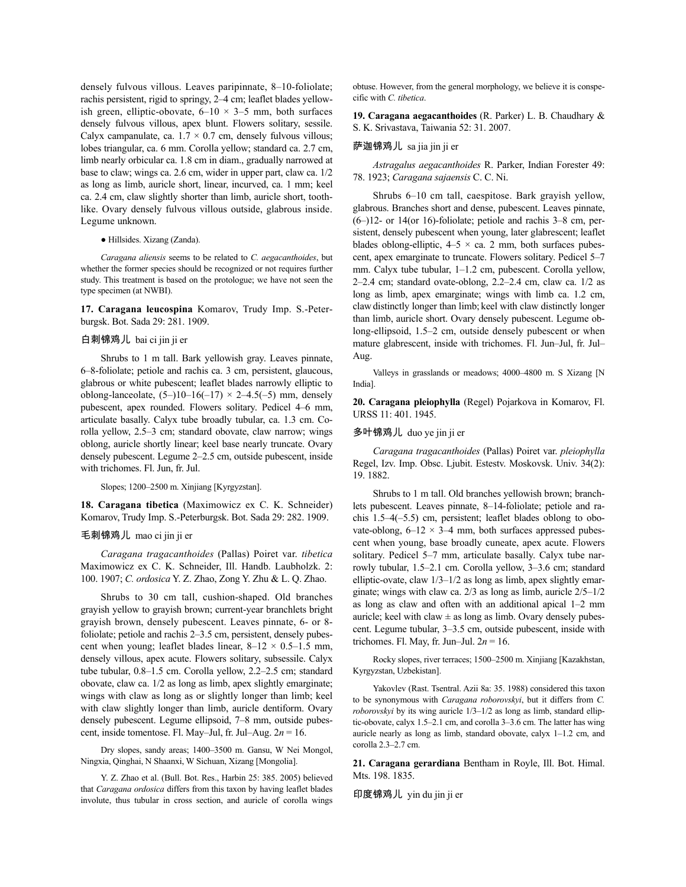densely fulvous villous. Leaves paripinnate, 8–10-foliolate; rachis persistent, rigid to springy, 2–4 cm; leaflet blades yellowish green, elliptic-obovate, 6–10 × 3–5 mm, both surfaces densely fulvous villous, apex blunt. Flowers solitary, sessile. Calyx campanulate, ca. 1.7 × 0.7 cm, densely fulvous villous; lobes triangular, ca. 6 mm. Corolla yellow; standard ca. 2.7 cm, limb nearly orbicular ca. 1.8 cm in diam., gradually narrowed at base to claw; wings ca. 2.6 cm, wider in upper part, claw ca. 1/2 as long as limb, auricle short, linear, incurved, ca. 1 mm; keel ca. 2.4 cm, claw slightly shorter than limb, auricle short, toothlike. Ovary densely fulvous villous outside, glabrous inside. Legume unknown.

● Hillsides. Xizang (Zanda).

*Caragana aliensis* seems to be related to *C. aegacanthoides*, but whether the former species should be recognized or not requires further study. This treatment is based on the protologue; we have not seen the type specimen (at NWBI).

**17. Caragana leucospina** Komarov, Trudy Imp. S.-Peterburgsk. Bot. Sada 29: 281. 1909.

白刺锦鸡儿 bai ci jin ji er

Shrubs to 1 m tall. Bark yellowish gray. Leaves pinnate, 6–8-foliolate; petiole and rachis ca. 3 cm, persistent, glaucous, glabrous or white pubescent; leaflet blades narrowly elliptic to oblong-lanceolate, (5–)10–16(–17) × 2–4.5(–5) mm, densely pubescent, apex rounded. Flowers solitary. Pedicel 4–6 mm, articulate basally. Calyx tube broadly tubular, ca. 1.3 cm. Corolla yellow, 2.5–3 cm; standard obovate, claw narrow; wings oblong, auricle shortly linear; keel base nearly truncate. Ovary densely pubescent. Legume 2–2.5 cm, outside pubescent, inside with trichomes. Fl. Jun, fr. Jul.

Slopes; 1200–2500 m. Xinjiang [Kyrgyzstan].

**18. Caragana tibetica** (Maximowicz ex C. K. Schneider) Komarov, Trudy Imp. S.-Peterburgsk. Bot. Sada 29: 282. 1909.

毛刺锦鸡儿 mao ci jin ji er

*Caragana tragacanthoides* (Pallas) Poiret var. *tibetica* Maximowicz ex C. K. Schneider, Ill. Handb. Laubholzk. 2: 100. 1907; *C. ordosica* Y. Z. Zhao, Zong Y. Zhu & L. Q. Zhao.

Shrubs to 30 cm tall, cushion-shaped. Old branches grayish yellow to grayish brown; current-year branchlets bright grayish brown, densely pubescent. Leaves pinnate, 6- or 8-foliolate; petiole and rachis 2–3.5 cm, persistent, densely pubescent when young; leaflet blades linear, 8–12 × 0.5–1.5 mm, densely villous, apex acute. Flowers solitary, subsessile. Calyx tube tubular, 0.8–1.5 cm. Corolla yellow, 2.2–2.5 cm; standard obovate, claw ca. 1/2 as long as limb, apex slightly emarginate; wings with claw as long as or slightly longer than limb; keel with claw slightly longer than limb, auricle dentiform. Ovary densely pubescent. Legume ellipsoid, 7–8 mm, outside pubescent, inside tomentose. Fl. May–Jul, fr. Jul–Aug. $2n = 16$.

Dry slopes, sandy areas; 1400–3500 m. Gansu, W Nei Mongol, Ningxia, Qinghai, N Shaanxi, W Sichuan, Xizang [Mongolia].

Y. Z. Zhao et al. (Bull. Bot. Res., Harbin 25: 385. 2005) believed that *Caragana ordosica* differs from this taxon by having leaflet blades involute, thus tubular in cross section, and auricle of corolla wings obtuse. However, from the general morphology, we believe it is conspecific with *C. tibetica*.

**19. Caragana aegacanthoides** (R. Parker) L. B. Chaudhary & S. K. Srivastava, Taiwania 52: 31. 2007.

萨迦锦鸡儿 sa jia jin ji er

*Astragalus aegacanthoides* R. Parker, Indian Forester 49: 78. 1923; *Caragana sajaensis* C. C. Ni.

Shrubs 6–10 cm tall, caespitose. Bark grayish yellow, glabrous. Branches short and dense, pubescent. Leaves pinnate, (6–)12- or 14(or 16)-foliolate; petiole and rachis 3–8 cm, persistent, densely pubescent when young, later glabrescent; leaflet blades oblong-elliptic, 4–5 × ca. 2 mm, both surfaces pubescent, apex emarginate to truncate. Flowers solitary. Pedicel 5–7 mm. Calyx tube tubular, 1–1.2 cm, pubescent. Corolla yellow, 2–2.4 cm; standard ovate-oblong, 2.2–2.4 cm, claw ca. 1/2 as long as limb, apex emarginate; wings with limb ca. 1.2 cm, claw distinctly longer than limb; keel with claw distinctly longer than limb, auricle short. Ovary densely pubescent. Legume oblong-ellipsoid, 1.5–2 cm, outside densely pubescent or when mature glabrescent, inside with trichomes. Fl. Jun–Jul, fr. Jul–Aug.

Valleys in grasslands or meadows; 4000–4800 m. S Xizang [N India].

**20. Caragana pleiophylla** (Regel) Pojarkova in Komarov, Fl. URSS 11: 401. 1945.

多叶锦鸡儿 duo ye jin ji er

*Caragana tragacanthoides* (Pallas) Poiret var. *pleiophylla* Regel, Izv. Imp. Obsc. Ljubit. Estestv. Moskovsk. Univ. 34(2): 19. 1882.

Shrubs to 1 m tall. Old branches yellowish brown; branchlets pubescent. Leaves pinnate, 8–14-foliolate; petiole and rachis 1.5–4(–5.5) cm, persistent; leaflet blades oblong to obovate-oblong, 6–12 × 3–4 mm, both surfaces appressed pubescent when young, base broadly cuneate, apex acute. Flowers solitary. Pedicel 5–7 mm, articulate basally. Calyx tube narrowly tubular, 1.5–2.1 cm. Corolla yellow, 3–3.6 cm; standard elliptic-ovate, claw 1/3–1/2 as long as limb, apex slightly emarginate; wings with claw ca. 2/3 as long as limb, auricle 2/5–1/2 as long as claw and often with an additional apical 1–2 mm auricle; keel with claw ± as long as limb. Ovary densely pubescent. Legume tubular, 3–3.5 cm, outside pubescent, inside with trichomes. Fl. May, fr. Jun–Jul. $2n = 16$.

Rocky slopes, river terraces; 1500–2500 m. Xinjiang [Kazakhstan, Kyrgyzstan, Uzbekistan].

Yakovlev (Rast. Tsentral. Azii 8a: 35. 1988) considered this taxon to be synonymous with *Caragana roborovskyi*, but it differs from *C. roborovskyi* by its wing auricle 1/3–1/2 as long as limb, standard elliptic-obovate, calyx 1.5–2.1 cm, and corolla 3–3.6 cm. The latter has wing auricle nearly as long as limb, standard obovate, calyx 1–1.2 cm, and corolla 2.3–2.7 cm.

**21. Caragana gerardiana** Bentham in Royle, Ill. Bot. Himal. Mts. 198. 1835.

印度锦鸡儿 yin du jin ji er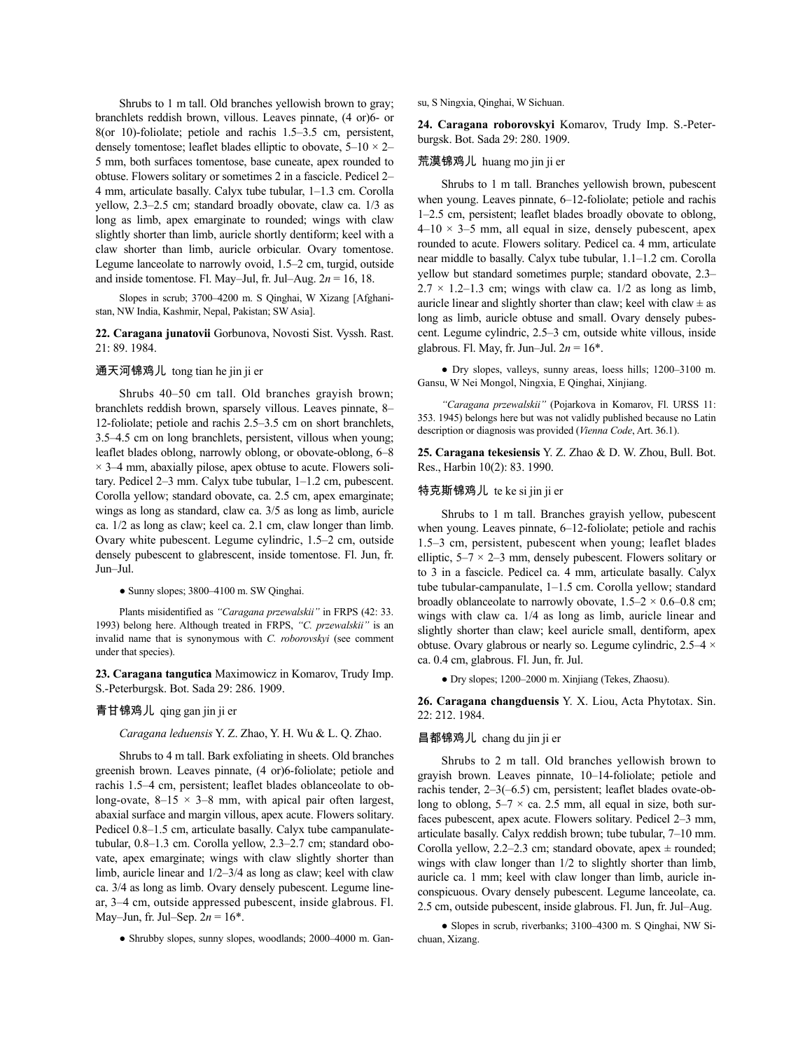Shrubs to 1 m tall. Old branches yellowish brown to gray; branchlets reddish brown, villous. Leaves pinnate, (4 or)6- or 8(or 10)-foliolate; petiole and rachis 1.5–3.5 cm, persistent, densely tomentose; leaflet blades elliptic to obovate, 5–10 × 2–5 mm, both surfaces tomentose, base cuneate, apex rounded to obtuse. Flowers solitary or sometimes 2 in a fascicle. Pedicel 2–4 mm, articulate basally. Calyx tube tubular, 1–1.3 cm. Corolla yellow, 2.3–2.5 cm; standard broadly obovate, claw ca. 1/3 as long as limb, apex emarginate to rounded; wings with claw slightly shorter than limb, auricle shortly dentiform; keel with a claw shorter than limb, auricle orbicular. Ovary tomentose. Legume lanceolate to narrowly ovoid, 1.5–2 cm, turgid, outside and inside tomentose. Fl. May–Jul, fr. Jul–Aug. $2n$ = 16, 18.

Slopes in scrub; 3700–4200 m. S Qinghai, W Xizang [Afghanistan, NW India, Kashmir, Nepal, Pakistan; SW Asia].

**22. Caragana junatovii** Gorbunova, Novosti Sist. Vyssh. Rast. 21: 89. 1984.

通天河锦鸡儿 tong tian he jin ji er

Shrubs 40–50 cm tall. Old branches grayish brown; branchlets reddish brown, sparsely villous. Leaves pinnate, 8–12-foliolate; petiole and rachis 2.5–3.5 cm on short branchlets, 3.5–4.5 cm on long branchlets, persistent, villous when young; leaflet blades oblong, narrowly oblong, or obovate-oblong, 6–8 × 3–4 mm, abaxially pilose, apex obtuse to acute. Flowers solitary. Pedicel 2–3 mm. Calyx tube tubular, 1–1.2 cm, pubescent. Corolla yellow; standard obovate, ca. 2.5 cm, apex emarginate; wings as long as standard, claw ca. 3/5 as long as limb, auricle ca. 1/2 as long as claw; keel ca. 2.1 cm, claw longer than limb. Ovary white pubescent. Legume cylindric, 1.5–2 cm, outside densely pubescent to glabrescent, inside tomentose. Fl. Jun, fr. Jun–Jul.

● Sunny slopes; 3800–4100 m. SW Qinghai.

Plants misidentified as *"Caragana przewalskii"* in FRPS (42: 33. 1993) belong here. Although treated in FRPS, *"C. przewalskii"* is an invalid name that is synonymous with *C. roborovskyi* (see comment under that species).

**23. Caragana tangutica** Maximowicz in Komarov, Trudy Imp. S.-Peterburgsk. Bot. Sada 29: 286. 1909.

青甘锦鸡儿 qing gan jin ji er

*Caragana leduensis* Y. Z. Zhao, Y. H. Wu & L. Q. Zhao.

Shrubs to 4 m tall. Bark exfoliating in sheets. Old branches greenish brown. Leaves pinnate, (4 or)6-foliolate; petiole and rachis 1.5–4 cm, persistent; leaflet blades oblanceolate to oblong-ovate, 8–15 × 3–8 mm, with apical pair often largest, abaxial surface and margin villous, apex acute. Flowers solitary. Pedicel 0.8–1.5 cm, articulate basally. Calyx tube campanulate-tubular, 0.8–1.3 cm. Corolla yellow, 2.3–2.7 cm; standard obovate, apex emarginate; wings with claw slightly shorter than limb, auricle linear and 1/2–3/4 as long as claw; keel with claw ca. 3/4 as long as limb. Ovary densely pubescent. Legume linear, 3–4 cm, outside appressed pubescent, inside glabrous. Fl. May–Jun, fr. Jul–Sep. $2n$ = 16*.

● Shrubby slopes, sunny slopes, woodlands; 2000–4000 m. Gansu, S Ningxia, Qinghai, W Sichuan.

**24. Caragana roborovskyi** Komarov, Trudy Imp. S.-Peterburgsk. Bot. Sada 29: 280. 1909.

荒漠锦鸡儿 huang mo jin ji er

Shrubs to 1 m tall. Branches yellowish brown, pubescent when young. Leaves pinnate, 6–12-foliolate; petiole and rachis 1–2.5 cm, persistent; leaflet blades broadly obovate to oblong, 4–10 × 3–5 mm, all equal in size, densely pubescent, apex rounded to acute. Flowers solitary. Pedicel ca. 4 mm, articulate near middle to basally. Calyx tube tubular, 1.1–1.2 cm. Corolla yellow but standard sometimes purple; standard obovate, 2.3–2.7 × 1.2–1.3 cm; wings with claw ca. 1/2 as long as limb, auricle linear and slightly shorter than claw; keel with claw ± as long as limb, auricle obtuse and small. Ovary densely pubescent. Legume cylindric, 2.5–3 cm, outside white villous, inside glabrous. Fl. May, fr. Jun–Jul. $2n$ = 16*.

● Dry slopes, valleys, sunny areas, loess hills; 1200–3100 m. Gansu, W Nei Mongol, Ningxia, E Qinghai, Xinjiang.

*"Caragana przewalskii"* (Pojarkova in Komarov, Fl. URSS 11: 353. 1945) belongs here but was not validly published because no Latin description or diagnosis was provided (*Vienna Code*, Art. 36.1).

**25. Caragana tekesiensis** Y. Z. Zhao & D. W. Zhou, Bull. Bot. Res., Harbin 10(2): 83. 1990.

特克斯锦鸡儿 te ke si jin ji er

Shrubs to 1 m tall. Branches grayish yellow, pubescent when young. Leaves pinnate, 6–12-foliolate; petiole and rachis 1.5–3 cm, persistent, pubescent when young; leaflet blades elliptic, 5–7 × 2–3 mm, densely pubescent. Flowers solitary or to 3 in a fascicle. Pedicel ca. 4 mm, articulate basally. Calyx tube tubular-campanulate, 1–1.5 cm. Corolla yellow; standard broadly oblanceolate to narrowly obovate, 1.5–2 × 0.6–0.8 cm; wings with claw ca. 1/4 as long as limb, auricle linear and slightly shorter than claw; keel auricle small, dentiform, apex obtuse. Ovary glabrous or nearly so. Legume cylindric, 2.5–4 × ca. 0.4 cm, glabrous. Fl. Jun, fr. Jul.

● Dry slopes; 1200–2000 m. Xinjiang (Tekes, Zhaosu).

**26. Caragana changduensis** Y. X. Liou, Acta Phytotax. Sin. 22: 212. 1984.

昌都锦鸡儿 chang du jin ji er

Shrubs to 2 m tall. Old branches yellowish brown to grayish brown. Leaves pinnate, 10–14-foliolate; petiole and rachis tender, 2–3(–6.5) cm, persistent; leaflet blades ovate-oblong to oblong, 5–7 × ca. 2.5 mm, all equal in size, both surfaces pubescent, apex acute. Flowers solitary. Pedicel 2–3 mm, articulate basally. Calyx reddish brown; tube tubular, 7–10 mm. Corolla yellow, 2.2–2.3 cm; standard obovate, apex ± rounded; wings with claw longer than 1/2 to slightly shorter than limb, auricle ca. 1 mm; keel with claw longer than limb, auricle inconspicuous. Ovary densely pubescent. Legume lanceolate, ca. 2.5 cm, outside pubescent, inside glabrous. Fl. Jun, fr. Jul–Aug.

● Slopes in scrub, riverbanks; 3100–4300 m. S Qinghai, NW Sichuan, Xizang.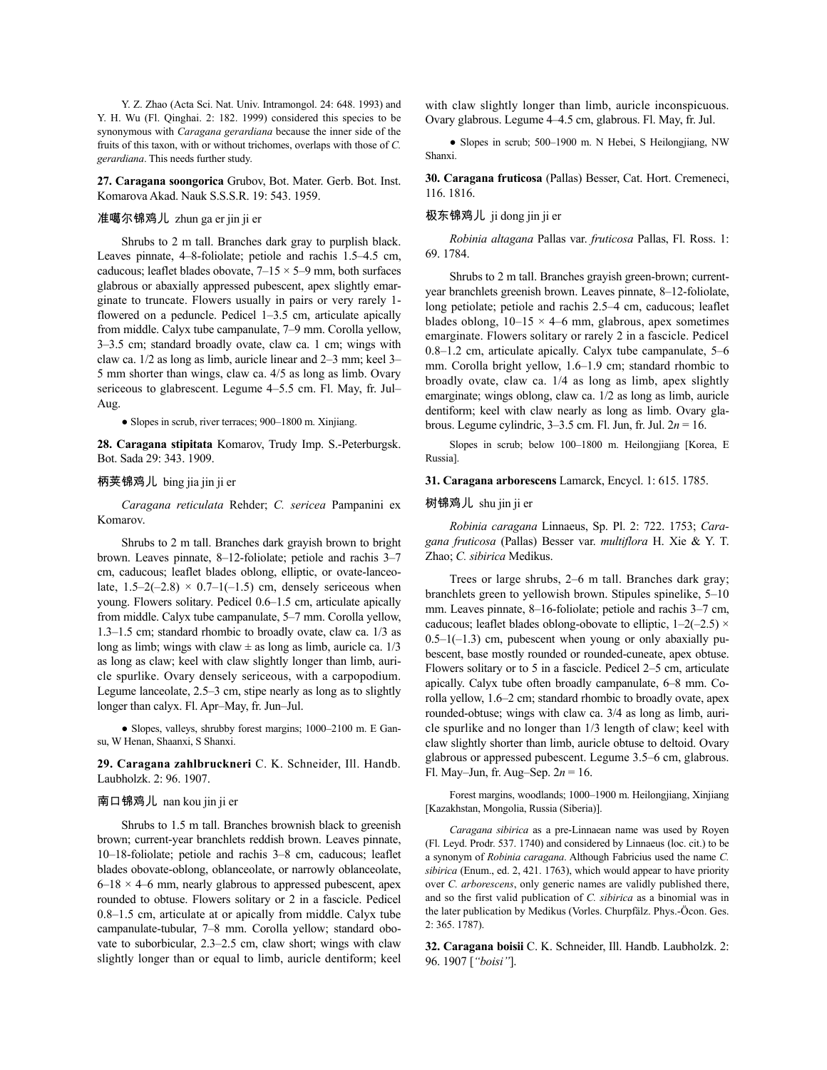Y. Z. Zhao (Acta Sci. Nat. Univ. Intramongol. 24: 648. 1993) and Y. H. Wu (Fl. Qinghai. 2: 182. 1999) considered this species to be synonymous with *Caragana gerardiana* because the inner side of the fruits of this taxon, with or without trichomes, overlaps with those of *C. gerardiana*. This needs further study.

**27. Caragana soongorica** Grubov, Bot. Mater. Gerb. Bot. Inst. Komarova Akad. Nauk S.S.S.R. 19: 543. 1959.

准噶尔锦鸡儿 zhun ga er jin ji er

Shrubs to 2 m tall. Branches dark gray to purplish black. Leaves pinnate, 4–8-foliolate; petiole and rachis 1.5–4.5 cm, caducous; leaflet blades obovate, 7–15 × 5–9 mm, both surfaces glabrous or abaxially appressed pubescent, apex slightly emarginate to truncate. Flowers usually in pairs or very rarely 1-flowered on a peduncle. Pedicel 1–3.5 cm, articulate apically from middle. Calyx tube campanulate, 7–9 mm. Corolla yellow, 3–3.5 cm; standard broadly ovate, claw ca. 1 cm; wings with claw ca. 1/2 as long as limb, auricle linear and 2–3 mm; keel 3–5 mm shorter than wings, claw ca. 4/5 as long as limb. Ovary sericeous to glabrescent. Legume 4–5.5 cm. Fl. May, fr. Jul–Aug.

● Slopes in scrub, river terraces; 900–1800 m. Xinjiang.

**28. Caragana stipitata** Komarov, Trudy Imp. S.-Peterburgsk. Bot. Sada 29: 343. 1909.

柄荚锦鸡儿 bing jia jin ji er

*Caragana reticulata* Rehder; *C. sericea* Pampanini ex Komarov.

Shrubs to 2 m tall. Branches dark grayish brown to bright brown. Leaves pinnate, 8–12-foliolate; petiole and rachis 3–7 cm, caducous; leaflet blades oblong, elliptic, or ovate-lanceolate, 1.5–2(–2.8) × 0.7–1(–1.5) cm, densely sericeous when young. Flowers solitary. Pedicel 0.6–1.5 cm, articulate apically from middle. Calyx tube campanulate, 5–7 mm. Corolla yellow, 1.3–1.5 cm; standard rhombic to broadly ovate, claw ca. 1/3 as long as limb; wings with claw ± as long as limb, auricle ca. 1/3 as long as claw; keel with claw slightly longer than limb, auricle spurlike. Ovary densely sericeous, with a carpopodium. Legume lanceolate, 2.5–3 cm, stipe nearly as long as to slightly longer than calyx. Fl. Apr–May, fr. Jun–Jul.

● Slopes, valleys, shrubby forest margins; 1000–2100 m. E Gansu, W Henan, Shaanxi, S Shanxi.

**29. Caragana zahlbruckneri** C. K. Schneider, Ill. Handb. Laubholzk. 2: 96. 1907.

南口锦鸡儿 nan kou jin ji er

Shrubs to 1.5 m tall. Branches brownish black to greenish brown; current-year branchlets reddish brown. Leaves pinnate, 10–18-foliolate; petiole and rachis 3–8 cm, caducous; leaflet blades obovate-oblong, oblanceolate, or narrowly oblanceolate, 6–18 × 4–6 mm, nearly glabrous to appressed pubescent, apex rounded to obtuse. Flowers solitary or 2 in a fascicle. Pedicel 0.8–1.5 cm, articulate at or apically from middle. Calyx tube campanulate-tubular, 7–8 mm. Corolla yellow; standard obovate to suborbicular, 2.3–2.5 cm, claw short; wings with claw slightly longer than or equal to limb, auricle dentiform; keel with claw slightly longer than limb, auricle inconspicuous. Ovary glabrous. Legume 4–4.5 cm, glabrous. Fl. May, fr. Jul.

● Slopes in scrub; 500–1900 m. N Hebei, S Heilongjiang, NW Shanxi.

**30. Caragana fruticosa** (Pallas) Besser, Cat. Hort. Cremeneci, 116. 1816.

极东锦鸡儿 ji dong jin ji er

*Robinia altagana* Pallas var. *fruticosa* Pallas, Fl. Ross. 1: 69. 1784.

Shrubs to 2 m tall. Branches grayish green-brown; current-year branchlets greenish brown. Leaves pinnate, 8–12-foliolate, long petiolate; petiole and rachis 2.5–4 cm, caducous; leaflet blades oblong, 10–15 × 4–6 mm, glabrous, apex sometimes emarginate. Flowers solitary or rarely 2 in a fascicle. Pedicel 0.8–1.2 cm, articulate apically. Calyx tube campanulate, 5–6 mm. Corolla bright yellow, 1.6–1.9 cm; standard rhombic to broadly ovate, claw ca. 1/4 as long as limb, apex slightly emarginate; wings oblong, claw ca. 1/2 as long as limb, auricle dentiform; keel with claw nearly as long as limb. Ovary glabrous. Legume cylindric, 3–3.5 cm. Fl. Jun, fr. Jul. $2n = 16$.

Slopes in scrub; below 100–1800 m. Heilongjiang [Korea, E Russia].

**31. Caragana arborescens** Lamarck, Encycl. 1: 615. 1785.

树锦鸡儿 shu jin ji er

*Robinia caragana* Linnaeus, Sp. Pl. 2: 722. 1753; *Caragana fruticosa* (Pallas) Besser var. *multiflora* H. Xie & Y. T. Zhao; *C. sibirica* Medikus.

Trees or large shrubs, 2–6 m tall. Branches dark gray; branchlets green to yellowish brown. Stipules spinelike, 5–10 mm. Leaves pinnate, 8–16-foliolate; petiole and rachis 3–7 cm, caducous; leaflet blades oblong-obovate to elliptic, 1–2(–2.5) × 0.5–1(–1.3) cm, pubescent when young or only abaxially pubescent, base mostly rounded or rounded-cuneate, apex obtuse. Flowers solitary or to 5 in a fascicle. Pedicel 2–5 cm, articulate apically. Calyx tube often broadly campanulate, 6–8 mm. Corolla yellow, 1.6–2 cm; standard rhombic to broadly ovate, apex rounded-obtuse; wings with claw ca. 3/4 as long as limb, auricle spurlike and no longer than 1/3 length of claw; keel with claw slightly shorter than limb, auricle obtuse to deltoid. Ovary glabrous or appressed pubescent. Legume 3.5–6 cm, glabrous. Fl. May–Jun, fr. Aug–Sep. $2n = 16$.

Forest margins, woodlands; 1000–1900 m. Heilongjiang, Xinjiang [Kazakhstan, Mongolia, Russia (Siberia)].

*Caragana sibirica* as a pre-Linnaean name was used by Royen (Fl. Leyd. Prodr. 537. 1740) and considered by Linnaeus (loc. cit.) to be a synonym of *Robinia caragana*. Although Fabricius used the name *C. sibirica* (Enum., ed. 2, 421. 1763), which would appear to have priority over *C. arborescens*, only generic names are validly published there, and so the first valid publication of *C. sibirica* as a binomial was in the later publication by Medikus (Vorles. Churpfälz. Phys.-Öcon. Ges. 2: 365. 1787).

**32. Caragana boisii** C. K. Schneider, Ill. Handb. Laubholzk. 2: 96. 1907 [*"boisi"*].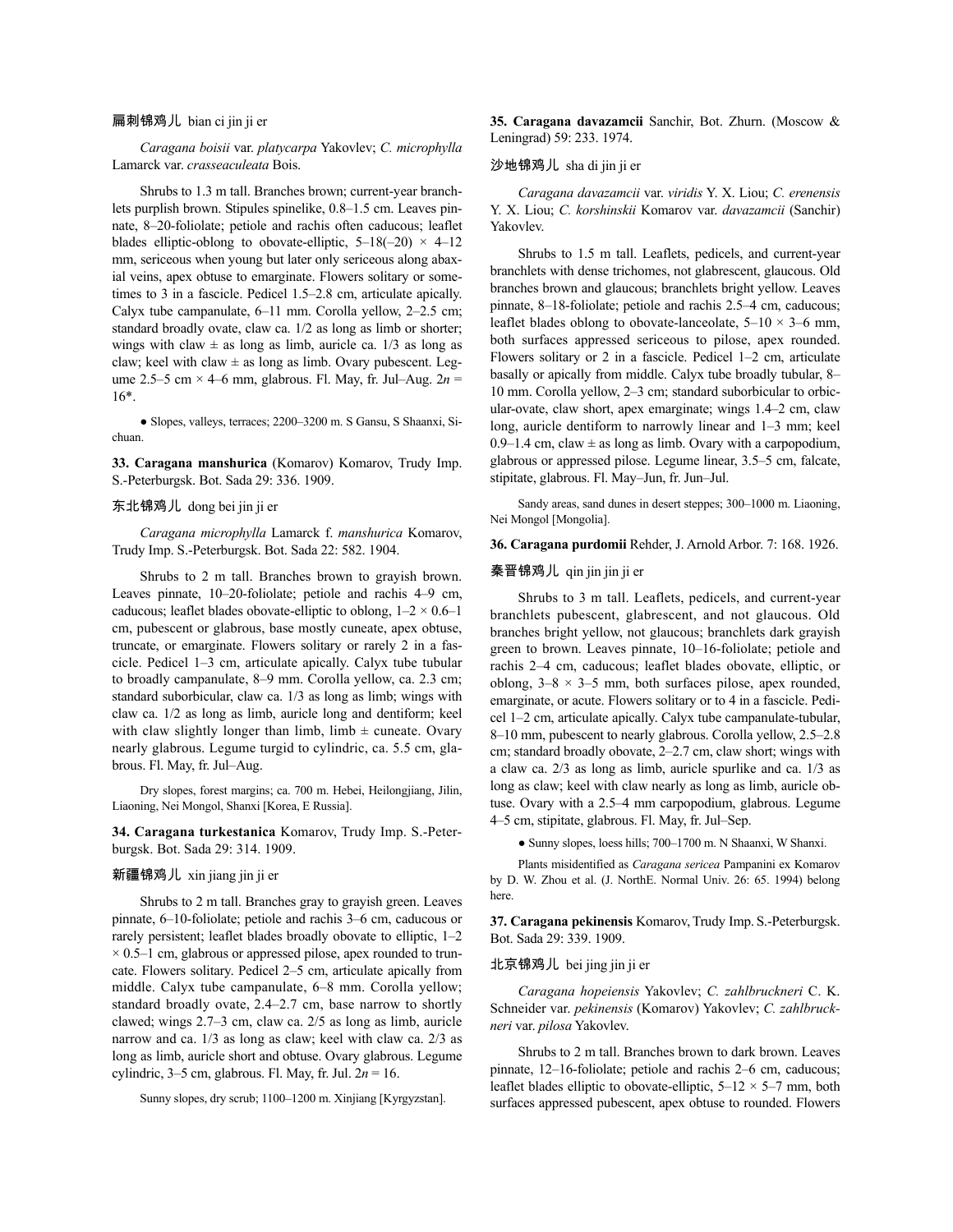扁刺锦鸡儿 bian ci jin ji er

*Caragana boisii* var. *platycarpa* Yakovlev; *C. microphylla* Lamarck var. *crasseaculeata* Bois.

Shrubs to 1.3 m tall. Branches brown; current-year branchlets purplish brown. Stipules spinelike, 0.8–1.5 cm. Leaves pinnate, 8–20-foliolate; petiole and rachis often caducous; leaflet blades elliptic-oblong to obovate-elliptic, 5–18(–20) × 4–12 mm, sericeous when young but later only sericeous along abaxial veins, apex obtuse to emarginate. Flowers solitary or sometimes to 3 in a fascicle. Pedicel 1.5–2.8 cm, articulate apically. Calyx tube campanulate, 6–11 mm. Corolla yellow, 2–2.5 cm; standard broadly ovate, claw ca. 1/2 as long as limb or shorter; wings with claw ± as long as limb, auricle ca. 1/3 as long as claw; keel with claw ± as long as limb. Ovary pubescent. Legume 2.5–5 cm × 4–6 mm, glabrous. Fl. May, fr. Jul–Aug. $2n$ = 16*.

● Slopes, valleys, terraces; 2200–3200 m. S Gansu, S Shaanxi, Sichuan.

**33. Caragana manshurica** (Komarov) Komarov, Trudy Imp. S.-Peterburgsk. Bot. Sada 29: 336. 1909.

东北锦鸡儿 dong bei jin ji er

*Caragana microphylla* Lamarck f. *manshurica* Komarov, Trudy Imp. S.-Peterburgsk. Bot. Sada 22: 582. 1904.

Shrubs to 2 m tall. Branches brown to grayish brown. Leaves pinnate, 10–20-foliolate; petiole and rachis 4–9 cm, caducous; leaflet blades obovate-elliptic to oblong, 1–2 × 0.6–1 cm, pubescent or glabrous, base mostly cuneate, apex obtuse, truncate, or emarginate. Flowers solitary or rarely 2 in a fascicle. Pedicel 1–3 cm, articulate apically. Calyx tube tubular to broadly campanulate, 8–9 mm. Corolla yellow, ca. 2.3 cm; standard suborbicular, claw ca. 1/3 as long as limb; wings with claw ca. 1/2 as long as limb, auricle long and dentiform; keel with claw slightly longer than limb, limb ± cuneate. Ovary nearly glabrous. Legume turgid to cylindric, ca. 5.5 cm, glabrous. Fl. May, fr. Jul–Aug.

Dry slopes, forest margins; ca. 700 m. Hebei, Heilongjiang, Jilin, Liaoning, Nei Mongol, Shanxi [Korea, E Russia].

**34. Caragana turkestanica** Komarov, Trudy Imp. S.-Peterburgsk. Bot. Sada 29: 314. 1909.

新疆锦鸡儿 xin jiang jin ji er

Shrubs to 2 m tall. Branches gray to grayish green. Leaves pinnate, 6–10-foliolate; petiole and rachis 3–6 cm, caducous or rarely persistent; leaflet blades broadly obovate to elliptic, 1–2 × 0.5–1 cm, glabrous or appressed pilose, apex rounded to truncate. Flowers solitary. Pedicel 2–5 cm, articulate apically from middle. Calyx tube campanulate, 6–8 mm. Corolla yellow; standard broadly ovate, 2.4–2.7 cm, base narrow to shortly clawed; wings 2.7–3 cm, claw ca. 2/5 as long as limb, auricle narrow and ca. 1/3 as long as claw; keel with claw ca. 2/3 as long as limb, auricle short and obtuse. Ovary glabrous. Legume cylindric, 3–5 cm, glabrous. Fl. May, fr. Jul. $2n$ = 16.

Sunny slopes, dry scrub; 1100–1200 m. Xinjiang [Kyrgyzstan].

**35. Caragana davazamcii** Sanchir, Bot. Zhurn. (Moscow & Leningrad) 59: 233. 1974.

沙地锦鸡儿 sha di jin ji er

*Caragana davazamcii* var. *viridis* Y. X. Liou; *C. erenensis* Y. X. Liou; *C. korshinskii* Komarov var. *davazamcii* (Sanchir) Yakovlev.

Shrubs to 1.5 m tall. Leaflets, pedicels, and current-year branchlets with dense trichomes, not glabrescent, glaucous. Old branches brown and glaucous; branchlets bright yellow. Leaves pinnate, 8–18-foliolate; petiole and rachis 2.5–4 cm, caducous; leaflet blades oblong to obovate-lanceolate, 5–10 × 3–6 mm, both surfaces appressed sericeous to pilose, apex rounded. Flowers solitary or 2 in a fascicle. Pedicel 1–2 cm, articulate basally or apically from middle. Calyx tube broadly tubular, 8–10 mm. Corolla yellow, 2–3 cm; standard suborbicular to orbicular-ovate, claw short, apex emarginate; wings 1.4–2 cm, claw long, auricle dentiform to narrowly linear and 1–3 mm; keel 0.9–1.4 cm, claw ± as long as limb. Ovary with a carpopodium, glabrous or appressed pilose. Legume linear, 3.5–5 cm, falcate, stipitate, glabrous. Fl. May–Jun, fr. Jun–Jul.

Sandy areas, sand dunes in desert steppes; 300–1000 m. Liaoning, Nei Mongol [Mongolia].

**36. Caragana purdomii** Rehder, J. Arnold Arbor. 7: 168. 1926.

秦晋锦鸡儿 qin jin jin ji er

Shrubs to 3 m tall. Leaflets, pedicels, and current-year branchlets pubescent, glabrescent, and not glaucous. Old branches bright yellow, not glaucous; branchlets dark grayish green to brown. Leaves pinnate, 10–16-foliolate; petiole and rachis 2–4 cm, caducous; leaflet blades obovate, elliptic, or oblong, 3–8 × 3–5 mm, both surfaces pilose, apex rounded, emarginate, or acute. Flowers solitary or to 4 in a fascicle. Pedicel 1–2 cm, articulate apically. Calyx tube campanulate-tubular, 8–10 mm, pubescent to nearly glabrous. Corolla yellow, 2.5–2.8 cm; standard broadly obovate, 2–2.7 cm, claw short; wings with a claw ca. 2/3 as long as limb, auricle spurlike and ca. 1/3 as long as claw; keel with claw nearly as long as limb, auricle obtuse. Ovary with a 2.5–4 mm carpopodium, glabrous. Legume 4–5 cm, stipitate, glabrous. Fl. May, fr. Jul–Sep.

● Sunny slopes, loess hills; 700–1700 m. N Shaanxi, W Shanxi.

Plants misidentified as *Caragana sericea* Pampanini ex Komarov by D. W. Zhou et al. (J. NorthE. Normal Univ. 26: 65. 1994) belong here.

**37. Caragana pekinensis** Komarov, Trudy Imp. S.-Peterburgsk. Bot. Sada 29: 339. 1909.

北京锦鸡儿 bei jing jin ji er

*Caragana hopeiensis* Yakovlev; *C. zahlbruckneri* C. K. Schneider var. *pekinensis* (Komarov) Yakovlev; *C. zahlbruckneri* var. *pilosa* Yakovlev.

Shrubs to 2 m tall. Branches brown to dark brown. Leaves pinnate, 12–16-foliolate; petiole and rachis 2–6 cm, caducous; leaflet blades elliptic to obovate-elliptic, 5–12 × 5–7 mm, both surfaces appressed pubescent, apex obtuse to rounded. Flowers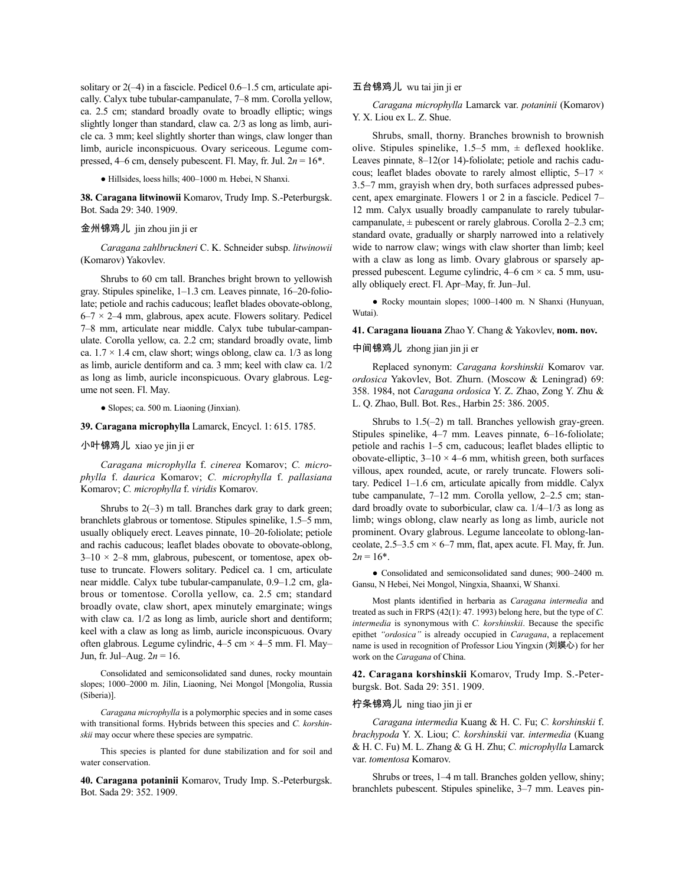solitary or 2(–4) in a fascicle. Pedicel 0.6–1.5 cm, articulate apically. Calyx tube tubular-campanulate, 7–8 mm. Corolla yellow, ca. 2.5 cm; standard broadly ovate to broadly elliptic; wings slightly longer than standard, claw ca. 2/3 as long as limb, auricle ca. 3 mm; keel slightly shorter than wings, claw longer than limb, auricle inconspicuous. Ovary sericeous. Legume compressed, 4–6 cm, densely pubescent. Fl. May, fr. Jul. $2n = 16$*.

● Hillsides, loess hills; 400–1000 m. Hebei, N Shanxi.

**38. Caragana litwinowii** Komarov, Trudy Imp. S.-Peterburgsk. Bot. Sada 29: 340. 1909.

金州锦鸡儿 jin zhou jin ji er

*Caragana zahlbruckneri* C. K. Schneider subsp. *litwinowii* (Komarov) Yakovlev.

Shrubs to 60 cm tall. Branches bright brown to yellowish gray. Stipules spinelike, 1–1.3 cm. Leaves pinnate, 16–20-foliolate; petiole and rachis caducous; leaflet blades obovate-oblong, $6–7 \times 2–4$ mm, glabrous, apex acute. Flowers solitary. Pedicel 7–8 mm, articulate near middle. Calyx tube tubular-campanulate. Corolla yellow, ca. 2.2 cm; standard broadly ovate, limb ca. $1.7 \times 1.4$ cm, claw short; wings oblong, claw ca. 1/3 as long as limb, auricle dentiform and ca. 3 mm; keel with claw ca. 1/2 as long as limb, auricle inconspicuous. Ovary glabrous. Legume not seen. Fl. May.

● Slopes; ca. 500 m. Liaoning (Jinxian).

**39. Caragana microphylla** Lamarck, Encycl. 1: 615. 1785.

小叶锦鸡儿 xiao ye jin ji er

*Caragana microphylla* f. *cinerea* Komarov; *C. microphylla* f. *daurica* Komarov; *C. microphylla* f. *pallasiana* Komarov; *C. microphylla* f. *viridis* Komarov.

Shrubs to 2(–3) m tall. Branches dark gray to dark green; branchlets glabrous or tomentose. Stipules spinelike, 1.5–5 mm, usually obliquely erect. Leaves pinnate, 10–20-foliolate; petiole and rachis caducous; leaflet blades obovate to obovate-oblong, $3–10 \times 2–8$ mm, glabrous, pubescent, or tomentose, apex obtuse to truncate. Flowers solitary. Pedicel ca. 1 cm, articulate near middle. Calyx tube tubular-campanulate, 0.9–1.2 cm, glabrous or tomentose. Corolla yellow, ca. 2.5 cm; standard broadly ovate, claw short, apex minutely emarginate; wings with claw ca. 1/2 as long as limb, auricle short and dentiform; keel with a claw as long as limb, auricle inconspicuous. Ovary often glabrous. Legume cylindric, 4–5 cm × 4–5 mm. Fl. May–Jun, fr. Jul–Aug. $2n = 16$.

Consolidated and semiconsolidated sand dunes, rocky mountain slopes; 1000–2000 m. Jilin, Liaoning, Nei Mongol [Mongolia, Russia (Siberia)].

*Caragana microphylla* is a polymorphic species and in some cases with transitional forms. Hybrids between this species and *C. korshinskii* may occur where these species are sympatric.

This species is planted for dune stabilization and for soil and water conservation.

**40. Caragana potaninii** Komarov, Trudy Imp. S.-Peterburgsk. Bot. Sada 29: 352. 1909.

五台锦鸡儿 wu tai jin ji er

*Caragana microphylla* Lamarck var. *potaninii* (Komarov) Y. X. Liou ex L. Z. Shue.

Shrubs, small, thorny. Branches brownish to brownish olive. Stipules spinelike, 1.5–5 mm, ± deflexed hooklike. Leaves pinnate, 8–12(or 14)-foliolate; petiole and rachis caducous; leaflet blades obovate to rarely almost elliptic, $5–17 \times 3.5–7$ mm, grayish when dry, both surfaces adpressed pubescent, apex emarginate. Flowers 1 or 2 in a fascicle. Pedicel 7–12 mm. Calyx usually broadly campanulate to rarely tubular-campanulate, ± pubescent or rarely glabrous. Corolla 2–2.3 cm; standard ovate, gradually or sharply narrowed into a relatively wide to narrow claw; wings with claw shorter than limb; keel with a claw as long as limb. Ovary glabrous or sparsely appressed pubescent. Legume cylindric, 4–6 cm × ca. 5 mm, usually obliquely erect. Fl. Apr–May, fr. Jun–Jul.

● Rocky mountain slopes; 1000–1400 m. N Shanxi (Hunyuan, Wutai).

**41. Caragana liouana** Zhao Y. Chang & Yakovlev, **nom. nov.**

中间锦鸡儿 zhong jian jin ji er

Replaced synonym: *Caragana korshinskii* Komarov var. *ordosica* Yakovlev, Bot. Zhurn. (Moscow & Leningrad) 69: 358. 1984, not *Caragana ordosica* Y. Z. Zhao, Zong Y. Zhu & L. Q. Zhao, Bull. Bot. Res., Harbin 25: 386. 2005.

Shrubs to 1.5(–2) m tall. Branches yellowish gray-green. Stipules spinelike, 4–7 mm. Leaves pinnate, 6–16-foliolate; petiole and rachis 1–5 cm, caducous; leaflet blades elliptic to obovate-elliptic, $3–10 \times 4–6$ mm, whitish green, both surfaces villous, apex rounded, acute, or rarely truncate. Flowers solitary. Pedicel 1–1.6 cm, articulate apically from middle. Calyx tube campanulate, 7–12 mm. Corolla yellow, 2–2.5 cm; standard broadly ovate to suborbicular, claw ca. 1/4–1/3 as long as limb; wings oblong, claw nearly as long as limb, auricle not prominent. Ovary glabrous. Legume lanceolate to oblong-lanceolate, 2.5–3.5 cm × 6–7 mm, flat, apex acute. Fl. May, fr. Jun. $2n = 16$*.

● Consolidated and semiconsolidated sand dunes; 900–2400 m. Gansu, N Hebei, Nei Mongol, Ningxia, Shaanxi, W Shanxi.

Most plants identified in herbaria as *Caragana intermedia* and treated as such in FRPS (42(1): 47. 1993) belong here, but the type of *C. intermedia* is synonymous with *C. korshinskii*. Because the specific epithet *"ordosica"* is already occupied in *Caragana*, a replacement name is used in recognition of Professor Liou Yingxin (刘媖心) for her work on the *Caragana* of China.

**42. Caragana korshinskii** Komarov, Trudy Imp. S.-Peterburgsk. Bot. Sada 29: 351. 1909.

柠条锦鸡儿 ning tiao jin ji er

*Caragana intermedia* Kuang & H. C. Fu; *C. korshinskii* f. *brachypoda* Y. X. Liou; *C. korshinskii* var. *intermedia* (Kuang & H. C. Fu) M. L. Zhang & G. H. Zhu; *C. microphylla* Lamarck var. *tomentosa* Komarov.

Shrubs or trees, 1–4 m tall. Branches golden yellow, shiny; branchlets pubescent. Stipules spinelike, 3–7 mm. Leaves pin-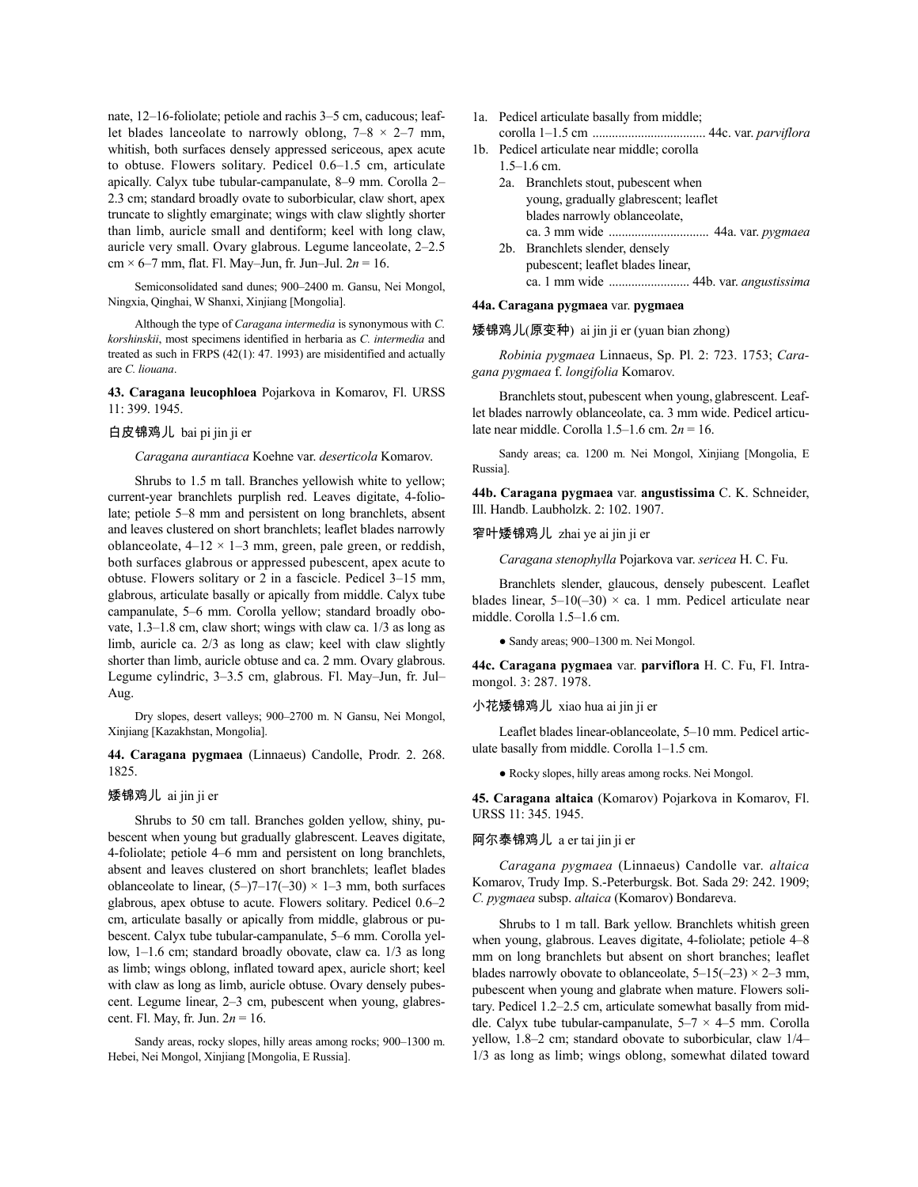nate, 12–16-foliolate; petiole and rachis 3–5 cm, caducous; leaflet blades lanceolate to narrowly oblong, 7–8 × 2–7 mm, whitish, both surfaces densely appressed sericeous, apex acute to obtuse. Flowers solitary. Pedicel 0.6–1.5 cm, articulate apically. Calyx tube tubular-campanulate, 8–9 mm. Corolla 2–2.3 cm; standard broadly ovate to suborbicular, claw short, apex truncate to slightly emarginate; wings with claw slightly shorter than limb, auricle small and dentiform; keel with long claw, auricle very small. Ovary glabrous. Legume lanceolate, 2–2.5 cm × 6–7 mm, flat. Fl. May–Jun, fr. Jun–Jul. 2*n* = 16.

Semiconsolidated sand dunes; 900–2400 m. Gansu, Nei Mongol, Ningxia, Qinghai, W Shanxi, Xinjiang [Mongolia].

Although the type of *Caragana intermedia* is synonymous with *C. korshinskii*, most specimens identified in herbaria as *C. intermedia* and treated as such in FRPS (42(1): 47. 1993) are misidentified and actually are *C. liouana*.

**43. Caragana leucophloea** Pojarkova in Komarov, Fl. URSS 11: 399. 1945.

白皮锦鸡儿 bai pi jin ji er

*Caragana aurantiaca* Koehne var. *deserticola* Komarov.

Shrubs to 1.5 m tall. Branches yellowish white to yellow; current-year branchlets purplish red. Leaves digitate, 4-foliolate; petiole 5–8 mm and persistent on long branchlets, absent and leaves clustered on short branchlets; leaflet blades narrowly oblanceolate, 4–12 × 1–3 mm, green, pale green, or reddish, both surfaces glabrous or appressed pubescent, apex acute to obtuse. Flowers solitary or 2 in a fascicle. Pedicel 3–15 mm, glabrous, articulate basally or apically from middle. Calyx tube campanulate, 5–6 mm. Corolla yellow; standard broadly obovate, 1.3–1.8 cm, claw short; wings with claw ca. 1/3 as long as limb, auricle ca. 2/3 as long as claw; keel with claw slightly shorter than limb, auricle obtuse and ca. 2 mm. Ovary glabrous. Legume cylindric, 3–3.5 cm, glabrous. Fl. May–Jun, fr. Jul–Aug.

Dry slopes, desert valleys; 900–2700 m. N Gansu, Nei Mongol, Xinjiang [Kazakhstan, Mongolia].

**44. Caragana pygmaea** (Linnaeus) Candolle, Prodr. 2. 268. 1825.

矮锦鸡儿 ai jin ji er

Shrubs to 50 cm tall. Branches golden yellow, shiny, pubescent when young but gradually glabrescent. Leaves digitate, 4-foliolate; petiole 4–6 mm and persistent on long branchlets, absent and leaves clustered on short branchlets; leaflet blades oblanceolate to linear, (5–)7–17(–30) × 1–3 mm, both surfaces glabrous, apex obtuse to acute. Flowers solitary. Pedicel 0.6–2 cm, articulate basally or apically from middle, glabrous or pubescent. Calyx tube tubular-campanulate, 5–6 mm. Corolla yellow, 1–1.6 cm; standard broadly obovate, claw ca. 1/3 as long as limb; wings oblong, inflated toward apex, auricle short; keel with claw as long as limb, auricle obtuse. Ovary densely pubescent. Legume linear, 2–3 cm, pubescent when young, glabrescent. Fl. May, fr. Jun. 2*n* = 16.

Sandy areas, rocky slopes, hilly areas among rocks; 900–1300 m. Hebei, Nei Mongol, Xinjiang [Mongolia, E Russia].

1a. Pedicel articulate basally from middle; corolla 1–1.5 cm .................................. 44c. var. *parviflora*
1b. Pedicel articulate near middle; corolla 1.5–1.6 cm.
  2a. Branchlets stout, pubescent when young, gradually glabrescent; leaflet blades narrowly oblanceolate, ca. 3 mm wide .............................. 44a. var. *pygmaea*
  2b. Branchlets slender, densely pubescent; leaflet blades linear, ca. 1 mm wide ........................ 44b. var. *angustissima*

**44a. Caragana pygmaea** var. **pygmaea**

矮锦鸡儿(原变种) ai jin ji er (yuan bian zhong)

*Robinia pygmaea* Linnaeus, Sp. Pl. 2: 723. 1753; *Caragana pygmaea* f. *longifolia* Komarov.

Branchlets stout, pubescent when young, glabrescent. Leaflet blades narrowly oblanceolate, ca. 3 mm wide. Pedicel articulate near middle. Corolla 1.5–1.6 cm. 2*n* = 16.

Sandy areas; ca. 1200 m. Nei Mongol, Xinjiang [Mongolia, E Russia].

**44b. Caragana pygmaea** var. **angustissima** C. K. Schneider, Ill. Handb. Laubholzk. 2: 102. 1907.

窄叶矮锦鸡儿 zhai ye ai jin ji er

*Caragana stenophylla* Pojarkova var. *sericea* H. C. Fu.

Branchlets slender, glaucous, densely pubescent. Leaflet blades linear, 5–10(–30) × ca. 1 mm. Pedicel articulate near middle. Corolla 1.5–1.6 cm.

● Sandy areas; 900–1300 m. Nei Mongol.

**44c. Caragana pygmaea** var. **parviflora** H. C. Fu, Fl. Intramongol. 3: 287. 1978.

小花矮锦鸡儿 xiao hua ai jin ji er

Leaflet blades linear-oblanceolate, 5–10 mm. Pedicel articulate basally from middle. Corolla 1–1.5 cm.

● Rocky slopes, hilly areas among rocks. Nei Mongol.

**45. Caragana altaica** (Komarov) Pojarkova in Komarov, Fl. URSS 11: 345. 1945.

阿尔泰锦鸡儿 a er tai jin ji er

*Caragana pygmaea* (Linnaeus) Candolle var. *altaica* Komarov, Trudy Imp. S.-Peterburgsk. Bot. Sada 29: 242. 1909; *C. pygmaea* subsp. *altaica* (Komarov) Bondareva.

Shrubs to 1 m tall. Bark yellow. Branchlets whitish green when young, glabrous. Leaves digitate, 4-foliolate; petiole 4–8 mm on long branchlets but absent on short branches; leaflet blades narrowly obovate to oblanceolate, 5–15(–23) × 2–3 mm, pubescent when young and glabrate when mature. Flowers solitary. Pedicel 1.2–2.5 cm, articulate somewhat basally from middle. Calyx tube tubular-campanulate, 5–7 × 4–5 mm. Corolla yellow, 1.8–2 cm; standard obovate to suborbicular, claw 1/4–1/3 as long as limb; wings oblong, somewhat dilated toward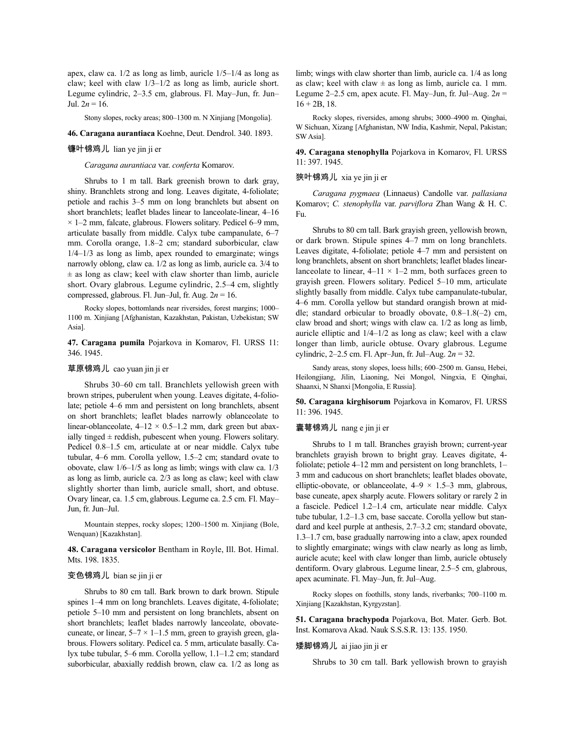apex, claw ca. 1/2 as long as limb, auricle 1/5–1/4 as long as claw; keel with claw 1/3–1/2 as long as limb, auricle short. Legume cylindric, 2–3.5 cm, glabrous. Fl. May–Jun, fr. Jun–Jul. $2n = 16$.

Stony slopes, rocky areas; 800–1300 m. N Xinjiang [Mongolia].

**46. Caragana aurantiaca** Koehne, Deut. Dendrol. 340. 1893.

镰叶锦鸡儿 lian ye jin ji er

*Caragana aurantiaca* var. *conferta* Komarov.

Shrubs to 1 m tall. Bark greenish brown to dark gray, shiny. Branchlets strong and long. Leaves digitate, 4-foliolate; petiole and rachis 3–5 mm on long branchlets but absent on short branchlets; leaflet blades linear to lanceolate-linear, 4–16 × 1–2 mm, falcate, glabrous. Flowers solitary. Pedicel 6–9 mm, articulate basally from middle. Calyx tube campanulate, 6–7 mm. Corolla orange, 1.8–2 cm; standard suborbicular, claw 1/4–1/3 as long as limb, apex rounded to emarginate; wings narrowly oblong, claw ca. 1/2 as long as limb, auricle ca. 3/4 to ± as long as claw; keel with claw shorter than limb, auricle short. Ovary glabrous. Legume cylindric, 2.5–4 cm, slightly compressed, glabrous. Fl. Jun–Jul, fr. Aug. $2n = 16$.

Rocky slopes, bottomlands near riversides, forest margins; 1000–1100 m. Xinjiang [Afghanistan, Kazakhstan, Pakistan, Uzbekistan; SW Asia].

**47. Caragana pumila** Pojarkova in Komarov, Fl. URSS 11: 346. 1945.

草原锦鸡儿 cao yuan jin ji er

Shrubs 30–60 cm tall. Branchlets yellowish green with brown stripes, puberulent when young. Leaves digitate, 4-foliolate; petiole 4–6 mm and persistent on long branchlets, absent on short branchlets; leaflet blades narrowly oblanceolate to linear-oblanceolate, 4–12 × 0.5–1.2 mm, dark green but abaxially tinged ± reddish, pubescent when young. Flowers solitary. Pedicel 0.8–1.5 cm, articulate at or near middle. Calyx tube tubular, 4–6 mm. Corolla yellow, 1.5–2 cm; standard ovate to obovate, claw 1/6–1/5 as long as limb; wings with claw ca. 1/3 as long as limb, auricle ca. 2/3 as long as claw; keel with claw slightly shorter than limb, auricle small, short, and obtuse. Ovary linear, ca. 1.5 cm, glabrous. Legume ca. 2.5 cm. Fl. May–Jun, fr. Jun–Jul.

Mountain steppes, rocky slopes; 1200–1500 m. Xinjiang (Bole, Wenquan) [Kazakhstan].

**48. Caragana versicolor** Bentham in Royle, Ill. Bot. Himal. Mts. 198. 1835.

变色锦鸡儿 bian se jin ji er

Shrubs to 80 cm tall. Bark brown to dark brown. Stipule spines 1–4 mm on long branchlets. Leaves digitate, 4-foliolate; petiole 5–10 mm and persistent on long branchlets, absent on short branchlets; leaflet blades narrowly lanceolate, obovate-cuneate, or linear, 5–7 × 1–1.5 mm, green to grayish green, glabrous. Flowers solitary. Pedicel ca. 5 mm, articulate basally. Calyx tube tubular, 5–6 mm. Corolla yellow, 1.1–1.2 cm; standard suborbicular, abaxially reddish brown, claw ca. 1/2 as long as limb; wings with claw shorter than limb, auricle ca. 1/4 as long as claw; keel with claw ± as long as limb, auricle ca. 1 mm. Legume 2–2.5 cm, apex acute. Fl. May–Jun, fr. Jul–Aug. $2n = 16 + 2B, 18$.

Rocky slopes, riversides, among shrubs; 3000–4900 m. Qinghai, W Sichuan, Xizang [Afghanistan, NW India, Kashmir, Nepal, Pakistan; SW Asia].

**49. Caragana stenophylla** Pojarkova in Komarov, Fl. URSS 11: 397. 1945.

狭叶锦鸡儿 xia ye jin ji er

*Caragana pygmaea* (Linnaeus) Candolle var. *pallasiana* Komarov; *C. stenophylla* var. *parviflora* Zhan Wang & H. C. Fu.

Shrubs to 80 cm tall. Bark grayish green, yellowish brown, or dark brown. Stipule spines 4–7 mm on long branchlets. Leaves digitate, 4-foliolate; petiole 4–7 mm and persistent on long branchlets, absent on short branchlets; leaflet blades linear-lanceolate to linear, 4–11 × 1–2 mm, both surfaces green to grayish green. Flowers solitary. Pedicel 5–10 mm, articulate slightly basally from middle. Calyx tube campanulate-tubular, 4–6 mm. Corolla yellow but standard orangish brown at middle; standard orbicular to broadly obovate, 0.8–1.8(–2) cm, claw broad and short; wings with claw ca. 1/2 as long as limb, auricle elliptic and 1/4–1/2 as long as claw; keel with a claw longer than limb, auricle obtuse. Ovary glabrous. Legume cylindric, 2–2.5 cm. Fl. Apr–Jun, fr. Jul–Aug. $2n = 32$.

Sandy areas, stony slopes, loess hills; 600–2500 m. Gansu, Hebei, Heilongjiang, Jilin, Liaoning, Nei Mongol, Ningxia, E Qinghai, Shaanxi, N Shanxi [Mongolia, E Russia].

**50. Caragana kirghisorum** Pojarkova in Komarov, Fl. URSS 11: 396. 1945.

囊萼锦鸡儿 nang e jin ji er

Shrubs to 1 m tall. Branches grayish brown; current-year branchlets grayish brown to bright gray. Leaves digitate, 4-foliolate; petiole 4–12 mm and persistent on long branchlets, 1–3 mm and caducous on short branchlets; leaflet blades obovate, elliptic-obovate, or oblanceolate, 4–9 × 1.5–3 mm, glabrous, base cuneate, apex sharply acute. Flowers solitary or rarely 2 in a fascicle. Pedicel 1.2–1.4 cm, articulate near middle. Calyx tube tubular, 1.2–1.3 cm, base saccate. Corolla yellow but standard and keel purple at anthesis, 2.7–3.2 cm; standard obovate, 1.3–1.7 cm, base gradually narrowing into a claw, apex rounded to slightly emarginate; wings with claw nearly as long as limb, auricle acute; keel with claw longer than limb, auricle obtusely dentiform. Ovary glabrous. Legume linear, 2.5–5 cm, glabrous, apex acuminate. Fl. May–Jun, fr. Jul–Aug.

Rocky slopes on foothills, stony lands, riverbanks; 700–1100 m. Xinjiang [Kazakhstan, Kyrgyzstan].

**51. Caragana brachypoda** Pojarkova, Bot. Mater. Gerb. Bot. Inst. Komarova Akad. Nauk S.S.S.R. 13: 135. 1950.

矮脚锦鸡儿 ai jiao jin ji er

Shrubs to 30 cm tall. Bark yellowish brown to grayish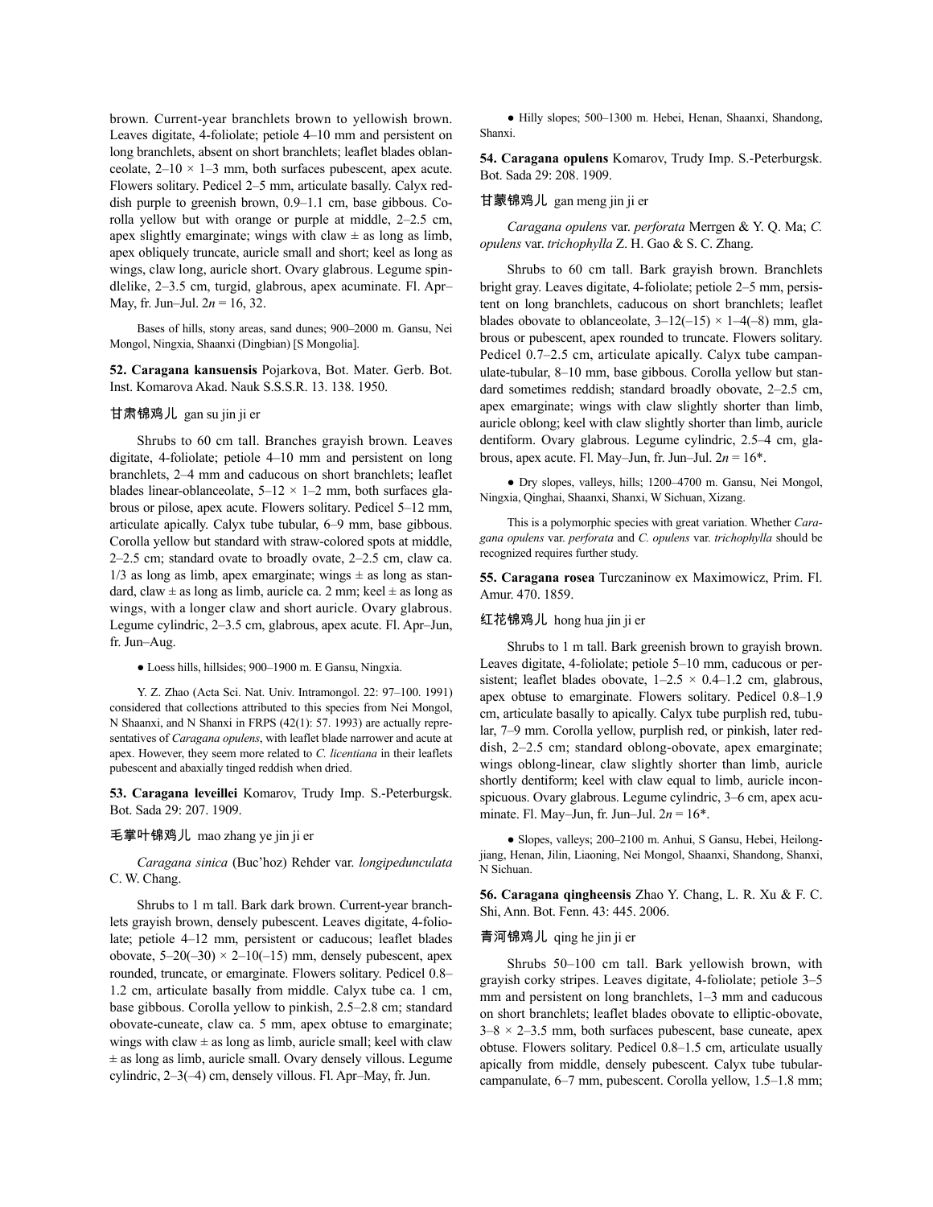brown. Current-year branchlets brown to yellowish brown. Leaves digitate, 4-foliolate; petiole 4–10 mm and persistent on long branchlets, absent on short branchlets; leaflet blades oblanceolate, 2–10 × 1–3 mm, both surfaces pubescent, apex acute. Flowers solitary. Pedicel 2–5 mm, articulate basally. Calyx reddish purple to greenish brown, 0.9–1.1 cm, base gibbous. Corolla yellow but with orange or purple at middle, 2–2.5 cm, apex slightly emarginate; wings with claw ± as long as limb, apex obliquely truncate, auricle small and short; keel as long as wings, claw long, auricle short. Ovary glabrous. Legume spindlelike, 2–3.5 cm, turgid, glabrous, apex acuminate. Fl. Apr–May, fr. Jun–Jul. $2n$ = 16, 32.

Bases of hills, stony areas, sand dunes; 900–2000 m. Gansu, Nei Mongol, Ningxia, Shaanxi (Dingbian) [S Mongolia].

**52. Caragana kansuensis** Pojarkova, Bot. Mater. Gerb. Bot. Inst. Komarova Akad. Nauk S.S.S.R. 13. 138. 1950.

甘肃锦鸡儿 gan su jin ji er

Shrubs to 60 cm tall. Branches grayish brown. Leaves digitate, 4-foliolate; petiole 4–10 mm and persistent on long branchlets, 2–4 mm and caducous on short branchlets; leaflet blades linear-oblanceolate, 5–12 × 1–2 mm, both surfaces glabrous or pilose, apex acute. Flowers solitary. Pedicel 5–12 mm, articulate apically. Calyx tube tubular, 6–9 mm, base gibbous. Corolla yellow but standard with straw-colored spots at middle, 2–2.5 cm; standard ovate to broadly ovate, 2–2.5 cm, claw ca. 1/3 as long as limb, apex emarginate; wings ± as long as standard, claw ± as long as limb, auricle ca. 2 mm; keel ± as long as wings, with a longer claw and short auricle. Ovary glabrous. Legume cylindric, 2–3.5 cm, glabrous, apex acute. Fl. Apr–Jun, fr. Jun–Aug.

● Loess hills, hillsides; 900–1900 m. E Gansu, Ningxia.

Y. Z. Zhao (Acta Sci. Nat. Univ. Intramongol. 22: 97–100. 1991) considered that collections attributed to this species from Nei Mongol, N Shaanxi, and N Shanxi in FRPS (42(1): 57. 1993) are actually representatives of *Caragana opulens*, with leaflet blade narrower and acute at apex. However, they seem more related to *C. licentiana* in their leaflets pubescent and abaxially tinged reddish when dried.

**53. Caragana leveillei** Komarov, Trudy Imp. S.-Peterburgsk. Bot. Sada 29: 207. 1909.

毛掌叶锦鸡儿 mao zhang ye jin ji er

*Caragana sinica* (Buc'hoz) Rehder var. *longipedunculata* C. W. Chang.

Shrubs to 1 m tall. Bark dark brown. Current-year branchlets grayish brown, densely pubescent. Leaves digitate, 4-foliolate; petiole 4–12 mm, persistent or caducous; leaflet blades obovate, 5–20(–30) × 2–10(–15) mm, densely pubescent, apex rounded, truncate, or emarginate. Flowers solitary. Pedicel 0.8–1.2 cm, articulate basally from middle. Calyx tube ca. 1 cm, base gibbous. Corolla yellow to pinkish, 2.5–2.8 cm; standard obovate-cuneate, claw ca. 5 mm, apex obtuse to emarginate; wings with claw ± as long as limb, auricle small; keel with claw ± as long as limb, auricle small. Ovary densely villous. Legume cylindric, 2–3(–4) cm, densely villous. Fl. Apr–May, fr. Jun.

● Hilly slopes; 500–1300 m. Hebei, Henan, Shaanxi, Shandong, Shanxi.

**54. Caragana opulens** Komarov, Trudy Imp. S.-Peterburgsk. Bot. Sada 29: 208. 1909.

甘蒙锦鸡儿 gan meng jin ji er

*Caragana opulens* var. *perforata* Merrgen & Y. Q. Ma; *C. opulens* var. *trichophylla* Z. H. Gao & S. C. Zhang.

Shrubs to 60 cm tall. Bark grayish brown. Branchlets bright gray. Leaves digitate, 4-foliolate; petiole 2–5 mm, persistent on long branchlets, caducous on short branchlets; leaflet blades obovate to oblanceolate, 3–12(–15) × 1–4(–8) mm, glabrous or pubescent, apex rounded to truncate. Flowers solitary. Pedicel 0.7–2.5 cm, articulate apically. Calyx tube campanulate-tubular, 8–10 mm, base gibbous. Corolla yellow but standard sometimes reddish; standard broadly obovate, 2–2.5 cm, apex emarginate; wings with claw slightly shorter than limb, auricle oblong; keel with claw slightly shorter than limb, auricle dentiform. Ovary glabrous. Legume cylindric, 2.5–4 cm, glabrous, apex acute. Fl. May–Jun, fr. Jun–Jul. $2n$ = 16*.

● Dry slopes, valleys, hills; 1200–4700 m. Gansu, Nei Mongol, Ningxia, Qinghai, Shaanxi, Shanxi, W Sichuan, Xizang.

This is a polymorphic species with great variation. Whether *Caragana opulens* var. *perforata* and *C. opulens* var. *trichophylla* should be recognized requires further study.

**55. Caragana rosea** Turczaninow ex Maximowicz, Prim. Fl. Amur. 470. 1859.

红花锦鸡儿 hong hua jin ji er

Shrubs to 1 m tall. Bark greenish brown to grayish brown. Leaves digitate, 4-foliolate; petiole 5–10 mm, caducous or persistent; leaflet blades obovate, 1–2.5 × 0.4–1.2 cm, glabrous, apex obtuse to emarginate. Flowers solitary. Pedicel 0.8–1.9 cm, articulate basally to apically. Calyx tube purplish red, tubular, 7–9 mm. Corolla yellow, purplish red, or pinkish, later reddish, 2–2.5 cm; standard oblong-obovate, apex emarginate; wings oblong-linear, claw slightly shorter than limb, auricle shortly dentiform; keel with claw equal to limb, auricle inconspicuous. Ovary glabrous. Legume cylindric, 3–6 cm, apex acuminate. Fl. May–Jun, fr. Jun–Jul. $2n$ = 16*.

● Slopes, valleys; 200–2100 m. Anhui, S Gansu, Hebei, Heilongjiang, Henan, Jilin, Liaoning, Nei Mongol, Shaanxi, Shandong, Shanxi, N Sichuan.

**56. Caragana qingheensis** Zhao Y. Chang, L. R. Xu & F. C. Shi, Ann. Bot. Fenn. 43: 445. 2006.

青河锦鸡儿 qing he jin ji er

Shrubs 50–100 cm tall. Bark yellowish brown, with grayish corky stripes. Leaves digitate, 4-foliolate; petiole 3–5 mm and persistent on long branchlets, 1–3 mm and caducous on short branchlets; leaflet blades obovate to elliptic-obovate, 3–8 × 2–3.5 mm, both surfaces pubescent, base cuneate, apex obtuse. Flowers solitary. Pedicel 0.8–1.5 cm, articulate usually apically from middle, densely pubescent. Calyx tube tubular-campanulate, 6–7 mm, pubescent. Corolla yellow, 1.5–1.8 mm;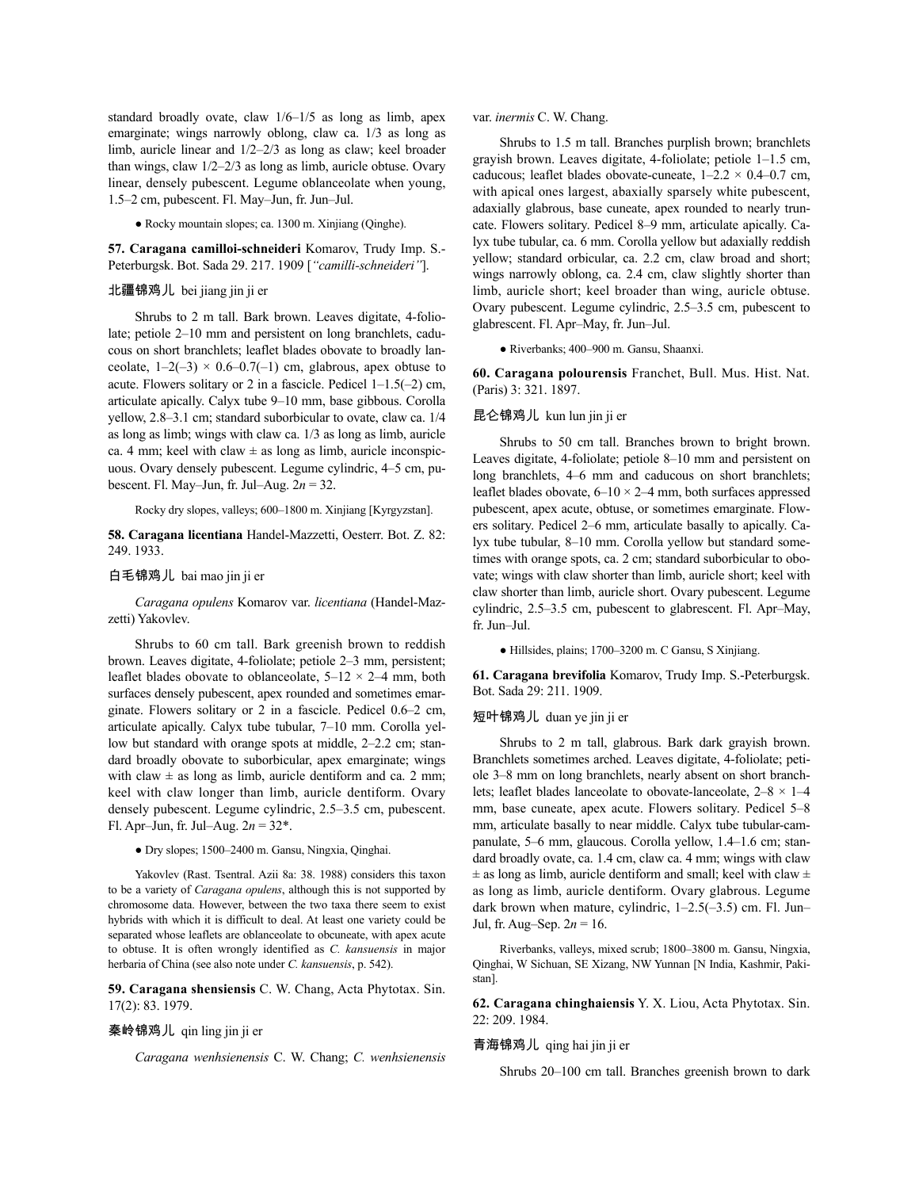standard broadly ovate, claw 1/6–1/5 as long as limb, apex emarginate; wings narrowly oblong, claw ca. 1/3 as long as limb, auricle linear and 1/2–2/3 as long as claw; keel broader than wings, claw 1/2–2/3 as long as limb, auricle obtuse. Ovary linear, densely pubescent. Legume oblanceolate when young, 1.5–2 cm, pubescent. Fl. May–Jun, fr. Jun–Jul.

● Rocky mountain slopes; ca. 1300 m. Xinjiang (Qinghe).

**57. Caragana camilloi-schneideri** Komarov, Trudy Imp. S.-Peterburgsk. Bot. Sada 29. 217. 1909 [*"camilli-schneideri"*].

北疆锦鸡儿 bei jiang jin ji er

Shrubs to 2 m tall. Bark brown. Leaves digitate, 4-foliolate; petiole 2–10 mm and persistent on long branchlets, caducous on short branchlets; leaflet blades obovate to broadly lanceolate, 1–2(–3) × 0.6–0.7(–1) cm, glabrous, apex obtuse to acute. Flowers solitary or 2 in a fascicle. Pedicel 1–1.5(–2) cm, articulate apically. Calyx tube 9–10 mm, base gibbous. Corolla yellow, 2.8–3.1 cm; standard suborbicular to ovate, claw ca. 1/4 as long as limb; wings with claw ca. 1/3 as long as limb, auricle ca. 4 mm; keel with claw ± as long as limb, auricle inconspicuous. Ovary densely pubescent. Legume cylindric, 4–5 cm, pubescent. Fl. May–Jun, fr. Jul–Aug. $2n = 32$.

Rocky dry slopes, valleys; 600–1800 m. Xinjiang [Kyrgyzstan].

**58. Caragana licentiana** Handel-Mazzetti, Oesterr. Bot. Z. 82: 249. 1933.

白毛锦鸡儿 bai mao jin ji er

*Caragana opulens* Komarov var. *licentiana* (Handel-Mazzetti) Yakovlev.

Shrubs to 60 cm tall. Bark greenish brown to reddish brown. Leaves digitate, 4-foliolate; petiole 2–3 mm, persistent; leaflet blades obovate to oblanceolate, 5–12 × 2–4 mm, both surfaces densely pubescent, apex rounded and sometimes emarginate. Flowers solitary or 2 in a fascicle. Pedicel 0.6–2 cm, articulate apically. Calyx tube tubular, 7–10 mm. Corolla yellow but standard with orange spots at middle, 2–2.2 cm; standard broadly obovate to suborbicular, apex emarginate; wings with claw ± as long as limb, auricle dentiform and ca. 2 mm; keel with claw longer than limb, auricle dentiform. Ovary densely pubescent. Legume cylindric, 2.5–3.5 cm, pubescent. Fl. Apr–Jun, fr. Jul–Aug. $2n = 32$*.

● Dry slopes; 1500–2400 m. Gansu, Ningxia, Qinghai.

Yakovlev (Rast. Tsentral. Azii 8a: 38. 1988) considers this taxon to be a variety of *Caragana opulens*, although this is not supported by chromosome data. However, between the two taxa there seem to exist hybrids with which it is difficult to deal. At least one variety could be separated whose leaflets are oblanceolate to obcuneate, with apex acute to obtuse. It is often wrongly identified as *C. kansuensis* in major herbaria of China (see also note under *C. kansuensis*, p. 542).

**59. Caragana shensiensis** C. W. Chang, Acta Phytotax. Sin. 17(2): 83. 1979.

秦岭锦鸡儿 qin ling jin ji er

*Caragana wenhsienensis* C. W. Chang; *C. wenhsienensis* var. *inermis* C. W. Chang.

Shrubs to 1.5 m tall. Branches purplish brown; branchlets grayish brown. Leaves digitate, 4-foliolate; petiole 1–1.5 cm, caducous; leaflet blades obovate-cuneate, 1–2.2 × 0.4–0.7 cm, with apical ones largest, abaxially sparsely white pubescent, adaxially glabrous, base cuneate, apex rounded to nearly truncate. Flowers solitary. Pedicel 8–9 mm, articulate apically. Calyx tube tubular, ca. 6 mm. Corolla yellow but adaxially reddish yellow; standard orbicular, ca. 2.2 cm, claw broad and short; wings narrowly oblong, ca. 2.4 cm, claw slightly shorter than limb, auricle short; keel broader than wing, auricle obtuse. Ovary pubescent. Legume cylindric, 2.5–3.5 cm, pubescent to glabrescent. Fl. Apr–May, fr. Jun–Jul.

● Riverbanks; 400–900 m. Gansu, Shaanxi.

**60. Caragana polourensis** Franchet, Bull. Mus. Hist. Nat. (Paris) 3: 321. 1897.

昆仑锦鸡儿 kun lun jin ji er

Shrubs to 50 cm tall. Branches brown to bright brown. Leaves digitate, 4-foliolate; petiole 8–10 mm and persistent on long branchlets, 4–6 mm and caducous on short branchlets; leaflet blades obovate, 6–10 × 2–4 mm, both surfaces appressed pubescent, apex acute, obtuse, or sometimes emarginate. Flowers solitary. Pedicel 2–6 mm, articulate basally to apically. Calyx tube tubular, 8–10 mm. Corolla yellow but standard sometimes with orange spots, ca. 2 cm; standard suborbicular to obovate; wings with claw shorter than limb, auricle short; keel with claw shorter than limb, auricle short. Ovary pubescent. Legume cylindric, 2.5–3.5 cm, pubescent to glabrescent. Fl. Apr–May, fr. Jun–Jul.

● Hillsides, plains; 1700–3200 m. C Gansu, S Xinjiang.

**61. Caragana brevifolia** Komarov, Trudy Imp. S.-Peterburgsk. Bot. Sada 29: 211. 1909.

短叶锦鸡儿 duan ye jin ji er

Shrubs to 2 m tall, glabrous. Bark dark grayish brown. Branchlets sometimes arched. Leaves digitate, 4-foliolate; petiole 3–8 mm on long branchlets, nearly absent on short branchlets; leaflet blades lanceolate to obovate-lanceolate, 2–8 × 1–4 mm, base cuneate, apex acute. Flowers solitary. Pedicel 5–8 mm, articulate basally to near middle. Calyx tube tubular-campanulate, 5–6 mm, glaucous. Corolla yellow, 1.4–1.6 cm; standard broadly ovate, ca. 1.4 cm, claw ca. 4 mm; wings with claw ± as long as limb, auricle dentiform and small; keel with claw ± as long as limb, auricle dentiform. Ovary glabrous. Legume dark brown when mature, cylindric, 1–2.5(–3.5) cm. Fl. Jun–Jul, fr. Aug–Sep. $2n = 16$.

Riverbanks, valleys, mixed scrub; 1800–3800 m. Gansu, Ningxia, Qinghai, W Sichuan, SE Xizang, NW Yunnan [N India, Kashmir, Pakistan].

**62. Caragana chinghaiensis** Y. X. Liou, Acta Phytotax. Sin. 22: 209. 1984.

青海锦鸡儿 qing hai jin ji er

Shrubs 20–100 cm tall. Branches greenish brown to dark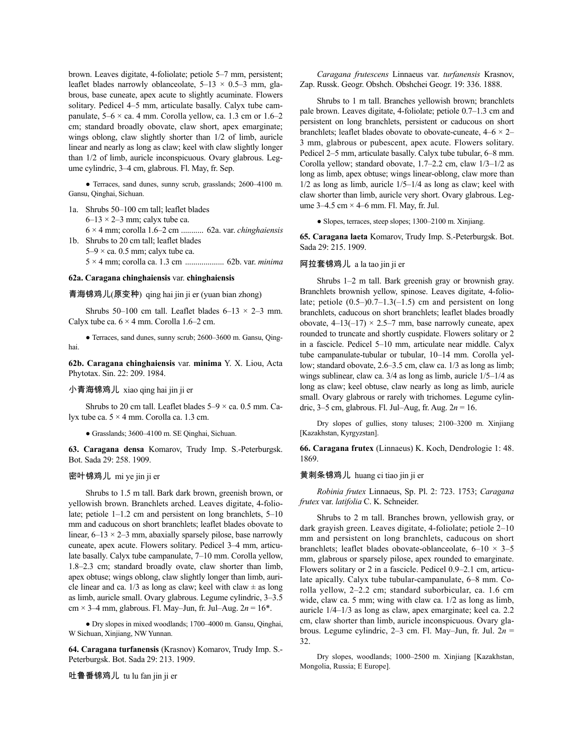brown. Leaves digitate, 4-foliolate; petiole 5–7 mm, persistent; leaflet blades narrowly oblanceolate, 5–13 × 0.5–3 mm, glabrous, base cuneate, apex acute to slightly acuminate. Flowers solitary. Pedicel 4–5 mm, articulate basally. Calyx tube campanulate, 5–6 × ca. 4 mm. Corolla yellow, ca. 1.3 cm or 1.6–2 cm; standard broadly obovate, claw short, apex emarginate; wings oblong, claw slightly shorter than 1/2 of limb, auricle linear and nearly as long as claw; keel with claw slightly longer than 1/2 of limb, auricle inconspicuous. Ovary glabrous. Legume cylindric, 3–4 cm, glabrous. Fl. May, fr. Sep.

● Terraces, sand dunes, sunny scrub, grasslands; 2600–4100 m. Gansu, Qinghai, Sichuan.

1a. Shrubs 50–100 cm tall; leaflet blades 6–13 × 2–3 mm; calyx tube ca. 6 × 4 mm; corolla 1.6–2 cm ........... 62a. var. *chinghaiensis*
1b. Shrubs to 20 cm tall; leaflet blades 5–9 × ca. 0.5 mm; calyx tube ca. 5 × 4 mm; corolla ca. 1.3 cm ................... 62b. var. *minima*

**62a. Caragana chinghaiensis** var. **chinghaiensis**

青海锦鸡儿(原变种) qing hai jin ji er (yuan bian zhong)

Shrubs 50–100 cm tall. Leaflet blades 6–13 × 2–3 mm. Calyx tube ca. 6 × 4 mm. Corolla 1.6–2 cm.

● Terraces, sand dunes, sunny scrub; 2600–3600 m. Gansu, Qinghai.

**62b. Caragana chinghaiensis** var. **minima** Y. X. Liou, Acta Phytotax. Sin. 22: 209. 1984.

小青海锦鸡儿 xiao qing hai jin ji er

Shrubs to 20 cm tall. Leaflet blades 5–9 × ca. 0.5 mm. Calyx tube ca. 5 × 4 mm. Corolla ca. 1.3 cm.

● Grasslands; 3600–4100 m. SE Qinghai, Sichuan.

**63. Caragana densa** Komarov, Trudy Imp. S.-Peterburgsk. Bot. Sada 29: 258. 1909.

密叶锦鸡儿 mi ye jin ji er

Shrubs to 1.5 m tall. Bark dark brown, greenish brown, or yellowish brown. Branchlets arched. Leaves digitate, 4-foliolate; petiole 1–1.2 cm and persistent on long branchlets, 5–10 mm and caducous on short branchlets; leaflet blades obovate to linear, 6–13 × 2–3 mm, abaxially sparsely pilose, base narrowly cuneate, apex acute. Flowers solitary. Pedicel 3–4 mm, articulate basally. Calyx tube campanulate, 7–10 mm. Corolla yellow, 1.8–2.3 cm; standard broadly ovate, claw shorter than limb, apex obtuse; wings oblong, claw slightly longer than limb, auricle linear and ca. 1/3 as long as claw; keel with claw ± as long as limb, auricle small. Ovary glabrous. Legume cylindric, 3–3.5 cm × 3–4 mm, glabrous. Fl. May–Jun, fr. Jul–Aug. 2*n* = 16*.

● Dry slopes in mixed woodlands; 1700–4000 m. Gansu, Qinghai, W Sichuan, Xinjiang, NW Yunnan.

**64. Caragana turfanensis** (Krasnov) Komarov, Trudy Imp. S.-Peterburgsk. Bot. Sada 29: 213. 1909.

吐鲁番锦鸡儿 tu lu fan jin ji er

*Caragana frutescens* Linnaeus var. *turfanensis* Krasnov, Zap. Russk. Geogr. Obshch. Obshchei Geogr. 19: 336. 1888.

Shrubs to 1 m tall. Branches yellowish brown; branchlets pale brown. Leaves digitate, 4-foliolate; petiole 0.7–1.3 cm and persistent on long branchlets, persistent or caducous on short branchlets; leaflet blades obovate to obovate-cuneate, 4–6 × 2–3 mm, glabrous or pubescent, apex acute. Flowers solitary. Pedicel 2–5 mm, articulate basally. Calyx tube tubular, 6–8 mm. Corolla yellow; standard obovate, 1.7–2.2 cm, claw 1/3–1/2 as long as limb, apex obtuse; wings linear-oblong, claw more than 1/2 as long as limb, auricle 1/5–1/4 as long as claw; keel with claw shorter than limb, auricle very short. Ovary glabrous. Legume 3–4.5 cm × 4–6 mm. Fl. May, fr. Jul.

● Slopes, terraces, steep slopes; 1300–2100 m. Xinjiang.

**65. Caragana laeta** Komarov, Trudy Imp. S.-Peterburgsk. Bot. Sada 29: 215. 1909.

阿拉套锦鸡儿 a la tao jin ji er

Shrubs 1–2 m tall. Bark greenish gray or brownish gray. Branchlets brownish yellow, spinose. Leaves digitate, 4-foliolate; petiole (0.5–)0.7–1.3(–1.5) cm and persistent on long branchlets, caducous on short branchlets; leaflet blades broadly obovate, 4–13(–17) × 2.5–7 mm, base narrowly cuneate, apex rounded to truncate and shortly cuspidate. Flowers solitary or 2 in a fascicle. Pedicel 5–10 mm, articulate near middle. Calyx tube campanulate-tubular or tubular, 10–14 mm. Corolla yellow; standard obovate, 2.6–3.5 cm, claw ca. 1/3 as long as limb; wings sublinear, claw ca. 3/4 as long as limb, auricle 1/5–1/4 as long as claw; keel obtuse, claw nearly as long as limb, auricle small. Ovary glabrous or rarely with trichomes. Legume cylindric, 3–5 cm, glabrous. Fl. Jul–Aug, fr. Aug. 2*n* = 16.

Dry slopes of gullies, stony taluses; 2100–3200 m. Xinjiang [Kazakhstan, Kyrgyzstan].

**66. Caragana frutex** (Linnaeus) K. Koch, Dendrologie 1: 48. 1869.

黄刺条锦鸡儿 huang ci tiao jin ji er

*Robinia frutex* Linnaeus, Sp. Pl. 2: 723. 1753; *Caragana frutex* var. *latifolia* C. K. Schneider.

Shrubs to 2 m tall. Branches brown, yellowish gray, or dark grayish green. Leaves digitate, 4-foliolate; petiole 2–10 mm and persistent on long branchlets, caducous on short branchlets; leaflet blades obovate-oblanceolate, 6–10 × 3–5 mm, glabrous or sparsely pilose, apex rounded to emarginate. Flowers solitary or 2 in a fascicle. Pedicel 0.9–2.1 cm, articulate apically. Calyx tube tubular-campanulate, 6–8 mm. Corolla yellow, 2–2.2 cm; standard suborbicular, ca. 1.6 cm wide, claw ca. 5 mm; wing with claw ca. 1/2 as long as limb, auricle 1/4–1/3 as long as claw, apex emarginate; keel ca. 2.2 cm, claw shorter than limb, auricle inconspicuous. Ovary glabrous. Legume cylindric, 2–3 cm. Fl. May–Jun, fr. Jul. 2*n* = 32.

Dry slopes, woodlands; 1000–2500 m. Xinjiang [Kazakhstan, Mongolia, Russia; E Europe].